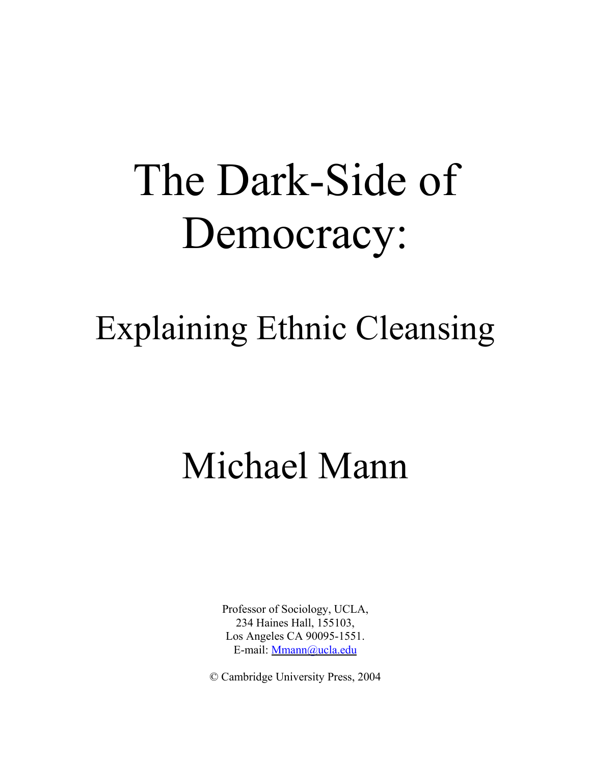# The Dark-Side of Democracy:

## Explaining Ethnic Cleansing

## Michael Mann

Professor of Sociology, UCLA,
234 Haines Hall, 155103,
Los Angeles CA 90095-1551.
E-mail: Mmann@ucla.edu

© Cambridge University Press, 2004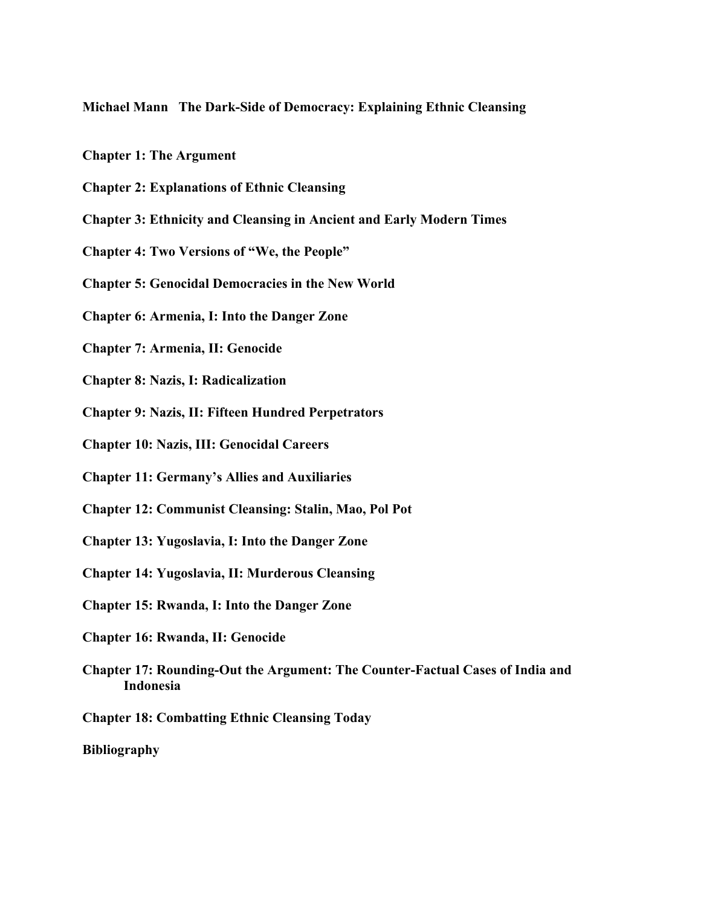**Michael Mann The Dark-Side of Democracy: Explaining Ethnic Cleansing**

**Chapter 1: The Argument**

**Chapter 2: Explanations of Ethnic Cleansing**

**Chapter 3: Ethnicity and Cleansing in Ancient and Early Modern Times**

**Chapter 4: Two Versions of "We, the People"**

**Chapter 5: Genocidal Democracies in the New World**

**Chapter 6: Armenia, I: Into the Danger Zone**

**Chapter 7: Armenia, II: Genocide**

**Chapter 8: Nazis, I: Radicalization**

**Chapter 9: Nazis, II: Fifteen Hundred Perpetrators**

**Chapter 10: Nazis, III: Genocidal Careers**

**Chapter 11: Germany's Allies and Auxiliaries**

**Chapter 12: Communist Cleansing: Stalin, Mao, Pol Pot**

**Chapter 13: Yugoslavia, I: Into the Danger Zone**

**Chapter 14: Yugoslavia, II: Murderous Cleansing**

**Chapter 15: Rwanda, I: Into the Danger Zone**

**Chapter 16: Rwanda, II: Genocide**

**Chapter 17: Rounding-Out the Argument: The Counter-Factual Cases of India and Indonesia**

**Chapter 18: Combatting Ethnic Cleansing Today**

**Bibliography**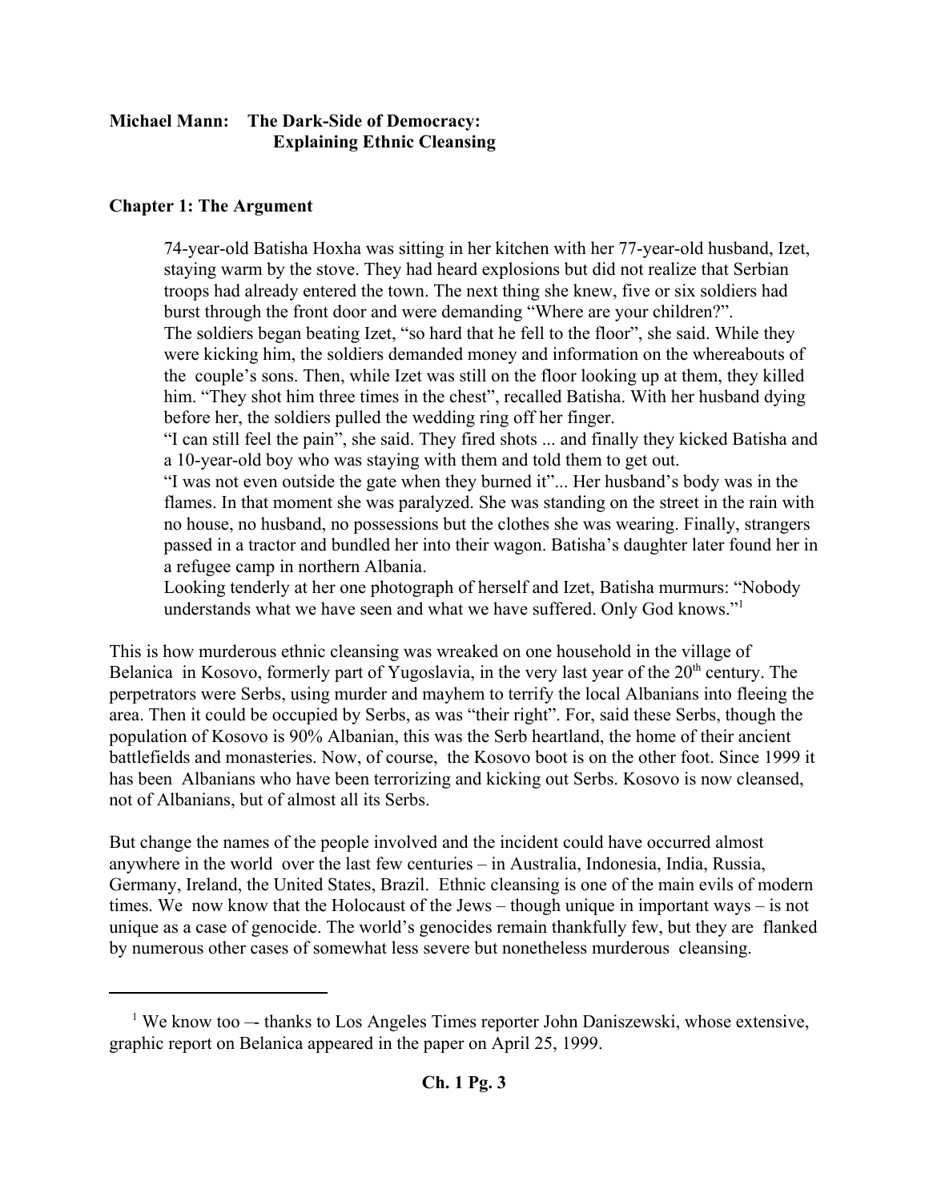**Michael Mann: The Dark-Side of Democracy: Explaining Ethnic Cleansing**

## Chapter 1: The Argument

> 74-year-old Batisha Hoxha was sitting in her kitchen with her 77-year-old husband, Izet, staying warm by the stove. They had heard explosions but did not realize that Serbian troops had already entered the town. The next thing she knew, five or six soldiers had burst through the front door and were demanding "Where are your children?".
>
> The soldiers began beating Izet, "so hard that he fell to the floor", she said. While they were kicking him, the soldiers demanded money and information on the whereabouts of the couple's sons. Then, while Izet was still on the floor looking up at them, they killed him. "They shot him three times in the chest", recalled Batisha. With her husband dying before her, the soldiers pulled the wedding ring off her finger.
>
> "I can still feel the pain", she said. They fired shots ... and finally they kicked Batisha and a 10-year-old boy who was staying with them and told them to get out.
>
> "I was not even outside the gate when they burned it"... Her husband's body was in the flames. In that moment she was paralyzed. She was standing on the street in the rain with no house, no husband, no possessions but the clothes she was wearing. Finally, strangers passed in a tractor and bundled her into their wagon. Batisha's daughter later found her in a refugee camp in northern Albania.
>
> Looking tenderly at her one photograph of herself and Izet, Batisha murmurs: "Nobody understands what we have seen and what we have suffered. Only God knows."[1]

This is how murderous ethnic cleansing was wreaked on one household in the village of Belanica in Kosovo, formerly part of Yugoslavia, in the very last year of the 20th century. The perpetrators were Serbs, using murder and mayhem to terrify the local Albanians into fleeing the area. Then it could be occupied by Serbs, as was "their right". For, said these Serbs, though the population of Kosovo is 90% Albanian, this was the Serb heartland, the home of their ancient battlefields and monasteries. Now, of course, the Kosovo boot is on the other foot. Since 1999 it has been Albanians who have been terrorizing and kicking out Serbs. Kosovo is now cleansed, not of Albanians, but of almost all its Serbs.

But change the names of the people involved and the incident could have occurred almost anywhere in the world over the last few centuries – in Australia, Indonesia, India, Russia, Germany, Ireland, the United States, Brazil. Ethnic cleansing is one of the main evils of modern times. We now know that the Holocaust of the Jews – though unique in important ways – is not unique as a case of genocide. The world's genocides remain thankfully few, but they are flanked by numerous other cases of somewhat less severe but nonetheless murderous cleansing.

---

[1] We know too –- thanks to Los Angeles Times reporter John Daniszewski, whose extensive, graphic report on Belanica appeared in the paper on April 25, 1999.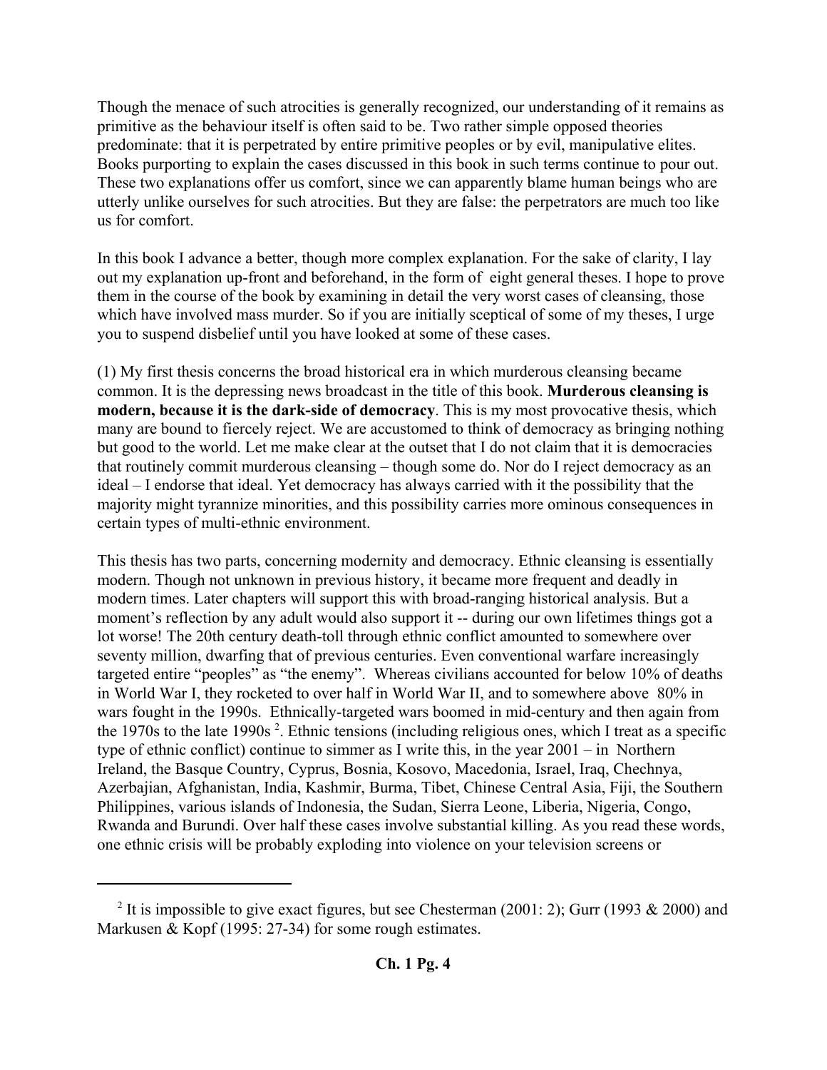Though the menace of such atrocities is generally recognized, our understanding of it remains as primitive as the behaviour itself is often said to be. Two rather simple opposed theories predominate: that it is perpetrated by entire primitive peoples or by evil, manipulative elites. Books purporting to explain the cases discussed in this book in such terms continue to pour out. These two explanations offer us comfort, since we can apparently blame human beings who are utterly unlike ourselves for such atrocities. But they are false: the perpetrators are much too like us for comfort.

In this book I advance a better, though more complex explanation. For the sake of clarity, I lay out my explanation up-front and beforehand, in the form of eight general theses. I hope to prove them in the course of the book by examining in detail the very worst cases of cleansing, those which have involved mass murder. So if you are initially sceptical of some of my theses, I urge you to suspend disbelief until you have looked at some of these cases.

(1) My first thesis concerns the broad historical era in which murderous cleansing became common. It is the depressing news broadcast in the title of this book. **Murderous cleansing is modern, because it is the dark-side of democracy**. This is my most provocative thesis, which many are bound to fiercely reject. We are accustomed to think of democracy as bringing nothing but good to the world. Let me make clear at the outset that I do not claim that it is democracies that routinely commit murderous cleansing – though some do. Nor do I reject democracy as an ideal – I endorse that ideal. Yet democracy has always carried with it the possibility that the majority might tyrannize minorities, and this possibility carries more ominous consequences in certain types of multi-ethnic environment.

This thesis has two parts, concerning modernity and democracy. Ethnic cleansing is essentially modern. Though not unknown in previous history, it became more frequent and deadly in modern times. Later chapters will support this with broad-ranging historical analysis. But a moment's reflection by any adult would also support it -- during our own lifetimes things got a lot worse! The 20th century death-toll through ethnic conflict amounted to somewhere over seventy million, dwarfing that of previous centuries. Even conventional warfare increasingly targeted entire "peoples" as "the enemy". Whereas civilians accounted for below 10% of deaths in World War I, they rocketed to over half in World War II, and to somewhere above 80% in wars fought in the 1990s. Ethnically-targeted wars boomed in mid-century and then again from the 1970s to the late 1990s [2]. Ethnic tensions (including religious ones, which I treat as a specific type of ethnic conflict) continue to simmer as I write this, in the year 2001 – in Northern Ireland, the Basque Country, Cyprus, Bosnia, Kosovo, Macedonia, Israel, Iraq, Chechnya, Azerbajian, Afghanistan, India, Kashmir, Burma, Tibet, Chinese Central Asia, Fiji, the Southern Philippines, various islands of Indonesia, the Sudan, Sierra Leone, Liberia, Nigeria, Congo, Rwanda and Burundi. Over half these cases involve substantial killing. As you read these words, one ethnic crisis will be probably exploding into violence on your television screens or

---

[2] It is impossible to give exact figures, but see Chesterman (2001: 2); Gurr (1993 & 2000) and Markusen & Kopf (1995: 27-34) for some rough estimates.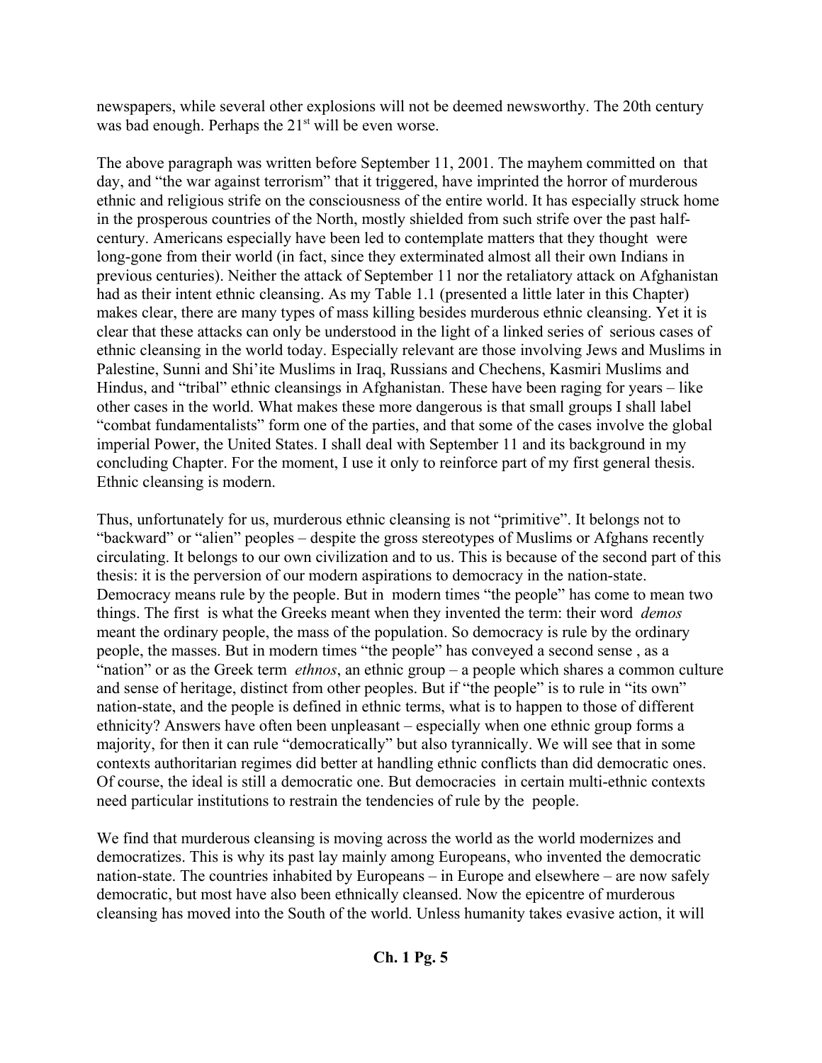newspapers, while several other explosions will not be deemed newsworthy. The 20th century was bad enough. Perhaps the 21st will be even worse.

The above paragraph was written before September 11, 2001. The mayhem committed on that day, and "the war against terrorism" that it triggered, have imprinted the horror of murderous ethnic and religious strife on the consciousness of the entire world. It has especially struck home in the prosperous countries of the North, mostly shielded from such strife over the past half-century. Americans especially have been led to contemplate matters that they thought were long-gone from their world (in fact, since they exterminated almost all their own Indians in previous centuries). Neither the attack of September 11 nor the retaliatory attack on Afghanistan had as their intent ethnic cleansing. As my Table 1.1 (presented a little later in this Chapter) makes clear, there are many types of mass killing besides murderous ethnic cleansing. Yet it is clear that these attacks can only be understood in the light of a linked series of serious cases of ethnic cleansing in the world today. Especially relevant are those involving Jews and Muslims in Palestine, Sunni and Shi'ite Muslims in Iraq, Russians and Chechens, Kasmiri Muslims and Hindus, and "tribal" ethnic cleansings in Afghanistan. These have been raging for years – like other cases in the world. What makes these more dangerous is that small groups I shall label "combat fundamentalists" form one of the parties, and that some of the cases involve the global imperial Power, the United States. I shall deal with September 11 and its background in my concluding Chapter. For the moment, I use it only to reinforce part of my first general thesis. Ethnic cleansing is modern.

Thus, unfortunately for us, murderous ethnic cleansing is not "primitive". It belongs not to "backward" or "alien" peoples – despite the gross stereotypes of Muslims or Afghans recently circulating. It belongs to our own civilization and to us. This is because of the second part of this thesis: it is the perversion of our modern aspirations to democracy in the nation-state. Democracy means rule by the people. But in modern times "the people" has come to mean two things. The first is what the Greeks meant when they invented the term: their word *demos* meant the ordinary people, the mass of the population. So democracy is rule by the ordinary people, the masses. But in modern times "the people" has conveyed a second sense , as a "nation" or as the Greek term *ethnos*, an ethnic group – a people which shares a common culture and sense of heritage, distinct from other peoples. But if "the people" is to rule in "its own" nation-state, and the people is defined in ethnic terms, what is to happen to those of different ethnicity? Answers have often been unpleasant – especially when one ethnic group forms a majority, for then it can rule "democratically" but also tyrannically. We will see that in some contexts authoritarian regimes did better at handling ethnic conflicts than did democratic ones. Of course, the ideal is still a democratic one. But democracies in certain multi-ethnic contexts need particular institutions to restrain the tendencies of rule by the people.

We find that murderous cleansing is moving across the world as the world modernizes and democratizes. This is why its past lay mainly among Europeans, who invented the democratic nation-state. The countries inhabited by Europeans – in Europe and elsewhere – are now safely democratic, but most have also been ethnically cleansed. Now the epicentre of murderous cleansing has moved into the South of the world. Unless humanity takes evasive action, it will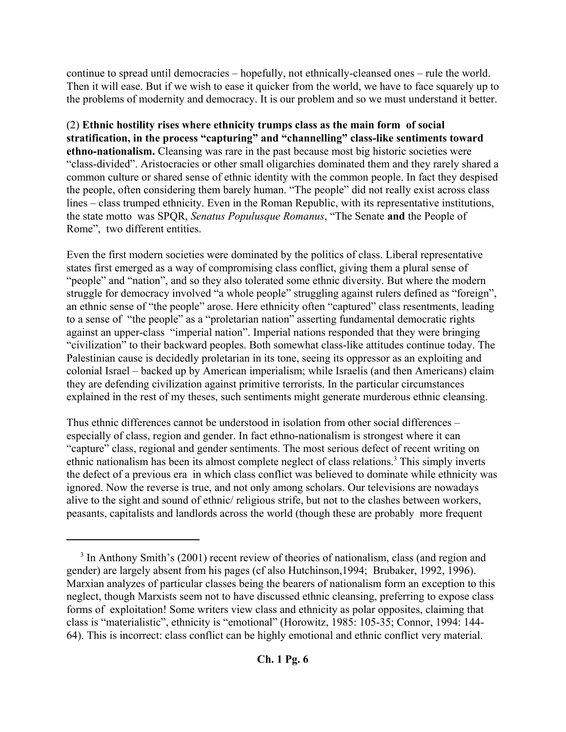continue to spread until democracies – hopefully, not ethnically-cleansed ones – rule the world. Then it will ease. But if we wish to ease it quicker from the world, we have to face squarely up to the problems of modernity and democracy. It is our problem and so we must understand it better.

(2) **Ethnic hostility rises where ethnicity trumps class as the main form of social stratification, in the process "capturing" and "channelling" class-like sentiments toward ethno-nationalism.** Cleansing was rare in the past because most big historic societies were "class-divided". Aristocracies or other small oligarchies dominated them and they rarely shared a common culture or shared sense of ethnic identity with the common people. In fact they despised the people, often considering them barely human. "The people" did not really exist across class lines – class trumped ethnicity. Even in the Roman Republic, with its representative institutions, the state motto was SPQR, *Senatus Populusque Romanus*, "The Senate **and** the People of Rome", two different entities.

Even the first modern societies were dominated by the politics of class. Liberal representative states first emerged as a way of compromising class conflict, giving them a plural sense of "people" and "nation", and so they also tolerated some ethnic diversity. But where the modern struggle for democracy involved "a whole people" struggling against rulers defined as "foreign", an ethnic sense of "the people" arose. Here ethnicity often "captured" class resentments, leading to a sense of "the people" as a "proletarian nation" asserting fundamental democratic rights against an upper-class "imperial nation". Imperial nations responded that they were bringing "civilization" to their backward peoples. Both somewhat class-like attitudes continue today. The Palestinian cause is decidedly proletarian in its tone, seeing its oppressor as an exploiting and colonial Israel – backed up by American imperialism; while Israelis (and then Americans) claim they are defending civilization against primitive terrorists. In the particular circumstances explained in the rest of my theses, such sentiments might generate murderous ethnic cleansing.

Thus ethnic differences cannot be understood in isolation from other social differences – especially of class, region and gender. In fact ethno-nationalism is strongest where it can "capture" class, regional and gender sentiments. The most serious defect of recent writing on ethnic nationalism has been its almost complete neglect of class relations.[3] This simply inverts the defect of a previous era in which class conflict was believed to dominate while ethnicity was ignored. Now the reverse is true, and not only among scholars. Our televisions are nowadays alive to the sight and sound of ethnic/ religious strife, but not to the clashes between workers, peasants, capitalists and landlords across the world (though these are probably more frequent

---

[3] In Anthony Smith's (2001) recent review of theories of nationalism, class (and region and gender) are largely absent from his pages (cf also Hutchinson,1994; Brubaker, 1992, 1996). Marxian analyzes of particular classes being the bearers of nationalism form an exception to this neglect, though Marxists seem not to have discussed ethnic cleansing, preferring to expose class forms of exploitation! Some writers view class and ethnicity as polar opposites, claiming that class is "materialistic", ethnicity is "emotional" (Horowitz, 1985: 105-35; Connor, 1994: 144-64). This is incorrect: class conflict can be highly emotional and ethnic conflict very material.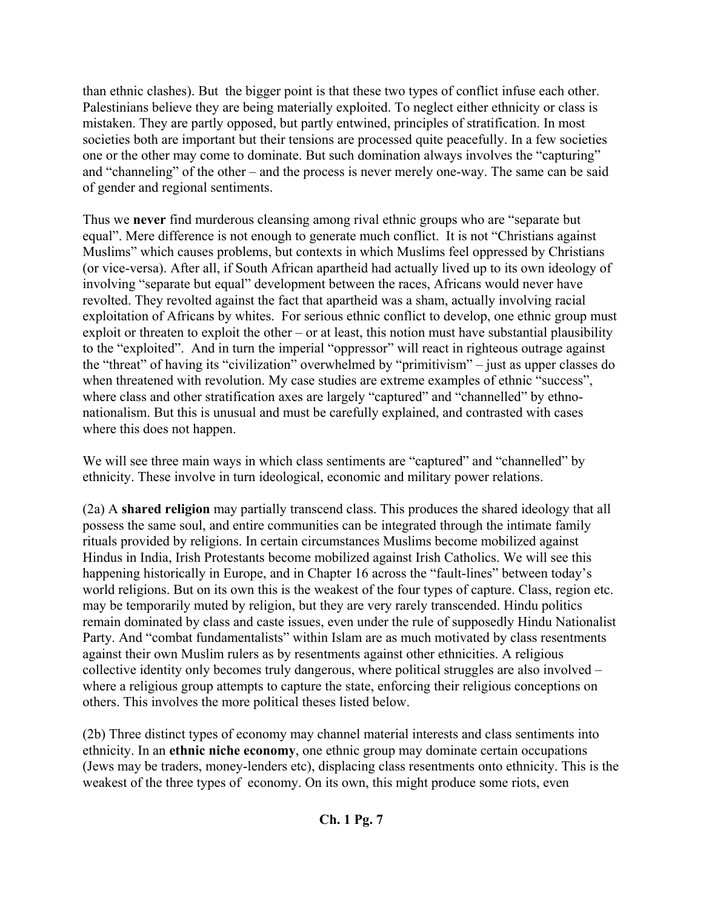than ethnic clashes). But the bigger point is that these two types of conflict infuse each other. Palestinians believe they are being materially exploited. To neglect either ethnicity or class is mistaken. They are partly opposed, but partly entwined, principles of stratification. In most societies both are important but their tensions are processed quite peacefully. In a few societies one or the other may come to dominate. But such domination always involves the "capturing" and "channeling" of the other – and the process is never merely one-way. The same can be said of gender and regional sentiments.

Thus we **never** find murderous cleansing among rival ethnic groups who are "separate but equal". Mere difference is not enough to generate much conflict. It is not "Christians against Muslims" which causes problems, but contexts in which Muslims feel oppressed by Christians (or vice-versa). After all, if South African apartheid had actually lived up to its own ideology of involving "separate but equal" development between the races, Africans would never have revolted. They revolted against the fact that apartheid was a sham, actually involving racial exploitation of Africans by whites. For serious ethnic conflict to develop, one ethnic group must exploit or threaten to exploit the other – or at least, this notion must have substantial plausibility to the "exploited". And in turn the imperial "oppressor" will react in righteous outrage against the "threat" of having its "civilization" overwhelmed by "primitivism" – just as upper classes do when threatened with revolution. My case studies are extreme examples of ethnic "success", where class and other stratification axes are largely "captured" and "channelled" by ethno-nationalism. But this is unusual and must be carefully explained, and contrasted with cases where this does not happen.

We will see three main ways in which class sentiments are "captured" and "channelled" by ethnicity. These involve in turn ideological, economic and military power relations.

(2a) A **shared religion** may partially transcend class. This produces the shared ideology that all possess the same soul, and entire communities can be integrated through the intimate family rituals provided by religions. In certain circumstances Muslims become mobilized against Hindus in India, Irish Protestants become mobilized against Irish Catholics. We will see this happening historically in Europe, and in Chapter 16 across the "fault-lines" between today's world religions. But on its own this is the weakest of the four types of capture. Class, region etc. may be temporarily muted by religion, but they are very rarely transcended. Hindu politics remain dominated by class and caste issues, even under the rule of supposedly Hindu Nationalist Party. And "combat fundamentalists" within Islam are as much motivated by class resentments against their own Muslim rulers as by resentments against other ethnicities. A religious collective identity only becomes truly dangerous, where political struggles are also involved – where a religious group attempts to capture the state, enforcing their religious conceptions on others. This involves the more political theses listed below.

(2b) Three distinct types of economy may channel material interests and class sentiments into ethnicity. In an **ethnic niche economy**, one ethnic group may dominate certain occupations (Jews may be traders, money-lenders etc), displacing class resentments onto ethnicity. This is the weakest of the three types of economy. On its own, this might produce some riots, even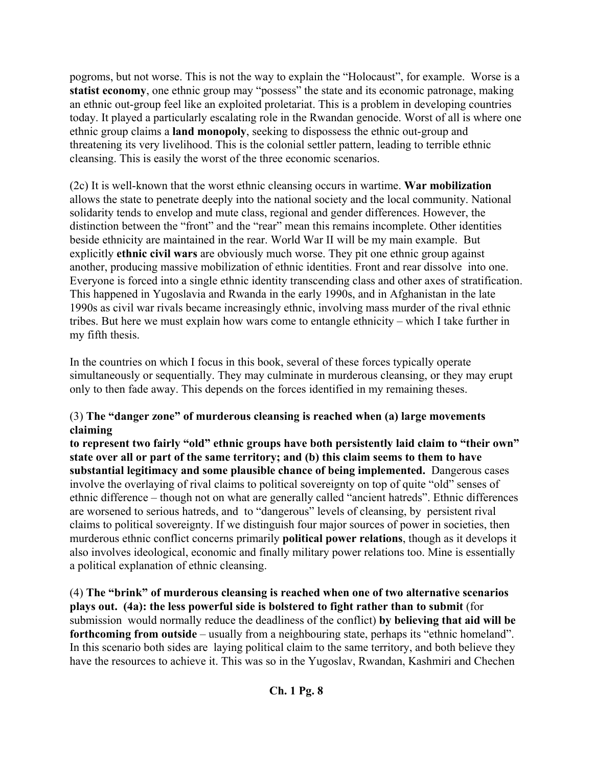pogroms, but not worse. This is not the way to explain the "Holocaust", for example. Worse is a **statist economy**, one ethnic group may "possess" the state and its economic patronage, making an ethnic out-group feel like an exploited proletariat. This is a problem in developing countries today. It played a particularly escalating role in the Rwandan genocide. Worst of all is where one ethnic group claims a **land monopoly**, seeking to dispossess the ethnic out-group and threatening its very livelihood. This is the colonial settler pattern, leading to terrible ethnic cleansing. This is easily the worst of the three economic scenarios.

(2c) It is well-known that the worst ethnic cleansing occurs in wartime. **War mobilization** allows the state to penetrate deeply into the national society and the local community. National solidarity tends to envelop and mute class, regional and gender differences. However, the distinction between the "front" and the "rear" mean this remains incomplete. Other identities beside ethnicity are maintained in the rear. World War II will be my main example. But explicitly **ethnic civil wars** are obviously much worse. They pit one ethnic group against another, producing massive mobilization of ethnic identities. Front and rear dissolve into one. Everyone is forced into a single ethnic identity transcending class and other axes of stratification. This happened in Yugoslavia and Rwanda in the early 1990s, and in Afghanistan in the late 1990s as civil war rivals became increasingly ethnic, involving mass murder of the rival ethnic tribes. But here we must explain how wars come to entangle ethnicity – which I take further in my fifth thesis.

In the countries on which I focus in this book, several of these forces typically operate simultaneously or sequentially. They may culminate in murderous cleansing, or they may erupt only to then fade away. This depends on the forces identified in my remaining theses.

(3) **The "danger zone" of murderous cleansing is reached when (a) large movements claiming to represent two fairly "old" ethnic groups have both persistently laid claim to "their own" state over all or part of the same territory; and (b) this claim seems to them to have substantial legitimacy and some plausible chance of being implemented.** Dangerous cases involve the overlaying of rival claims to political sovereignty on top of quite "old" senses of ethnic difference – though not on what are generally called "ancient hatreds". Ethnic differences are worsened to serious hatreds, and to "dangerous" levels of cleansing, by persistent rival claims to political sovereignty. If we distinguish four major sources of power in societies, then murderous ethnic conflict concerns primarily **political power relations**, though as it develops it also involves ideological, economic and finally military power relations too. Mine is essentially a political explanation of ethnic cleansing.

(4) **The "brink" of murderous cleansing is reached when one of two alternative scenarios plays out. (4a): the less powerful side is bolstered to fight rather than to submit** (for submission would normally reduce the deadliness of the conflict) **by believing that aid will be forthcoming from outside** – usually from a neighbouring state, perhaps its "ethnic homeland". In this scenario both sides are laying political claim to the same territory, and both believe they have the resources to achieve it. This was so in the Yugoslav, Rwandan, Kashmiri and Chechen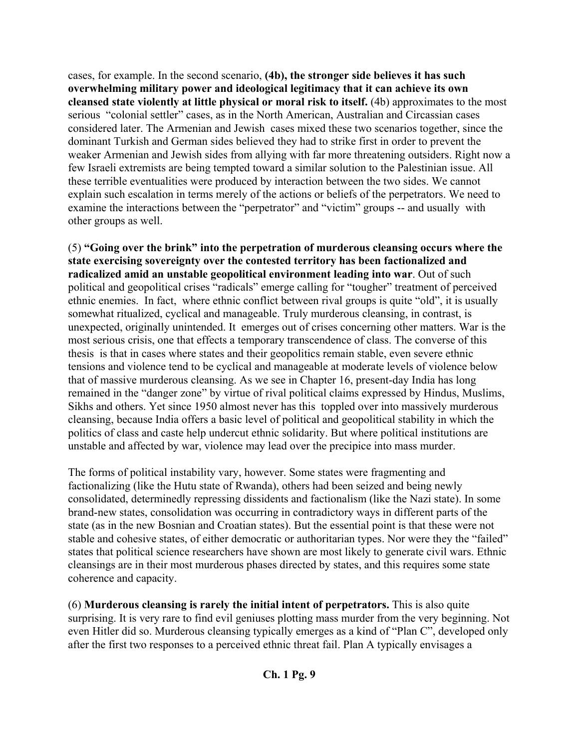cases, for example. In the second scenario, **(4b), the stronger side believes it has such overwhelming military power and ideological legitimacy that it can achieve its own cleansed state violently at little physical or moral risk to itself.** (4b) approximates to the most serious "colonial settler" cases, as in the North American, Australian and Circassian cases considered later. The Armenian and Jewish cases mixed these two scenarios together, since the dominant Turkish and German sides believed they had to strike first in order to prevent the weaker Armenian and Jewish sides from allying with far more threatening outsiders. Right now a few Israeli extremists are being tempted toward a similar solution to the Palestinian issue. All these terrible eventualities were produced by interaction between the two sides. We cannot explain such escalation in terms merely of the actions or beliefs of the perpetrators. We need to examine the interactions between the "perpetrator" and "victim" groups -- and usually with other groups as well.

(5) **"Going over the brink" into the perpetration of murderous cleansing occurs where the state exercising sovereignty over the contested territory has been factionalized and radicalized amid an unstable geopolitical environment leading into war**. Out of such political and geopolitical crises "radicals" emerge calling for "tougher" treatment of perceived ethnic enemies. In fact, where ethnic conflict between rival groups is quite "old", it is usually somewhat ritualized, cyclical and manageable. Truly murderous cleansing, in contrast, is unexpected, originally unintended. It emerges out of crises concerning other matters. War is the most serious crisis, one that effects a temporary transcendence of class. The converse of this thesis is that in cases where states and their geopolitics remain stable, even severe ethnic tensions and violence tend to be cyclical and manageable at moderate levels of violence below that of massive murderous cleansing. As we see in Chapter 16, present-day India has long remained in the "danger zone" by virtue of rival political claims expressed by Hindus, Muslims, Sikhs and others. Yet since 1950 almost never has this toppled over into massively murderous cleansing, because India offers a basic level of political and geopolitical stability in which the politics of class and caste help undercut ethnic solidarity. But where political institutions are unstable and affected by war, violence may lead over the precipice into mass murder.

The forms of political instability vary, however. Some states were fragmenting and factionalizing (like the Hutu state of Rwanda), others had been seized and being newly consolidated, determinedly repressing dissidents and factionalism (like the Nazi state). In some brand-new states, consolidation was occurring in contradictory ways in different parts of the state (as in the new Bosnian and Croatian states). But the essential point is that these were not stable and cohesive states, of either democratic or authoritarian types. Nor were they the "failed" states that political science researchers have shown are most likely to generate civil wars. Ethnic cleansings are in their most murderous phases directed by states, and this requires some state coherence and capacity.

(6) **Murderous cleansing is rarely the initial intent of perpetrators.** This is also quite surprising. It is very rare to find evil geniuses plotting mass murder from the very beginning. Not even Hitler did so. Murderous cleansing typically emerges as a kind of "Plan C", developed only after the first two responses to a perceived ethnic threat fail. Plan A typically envisages a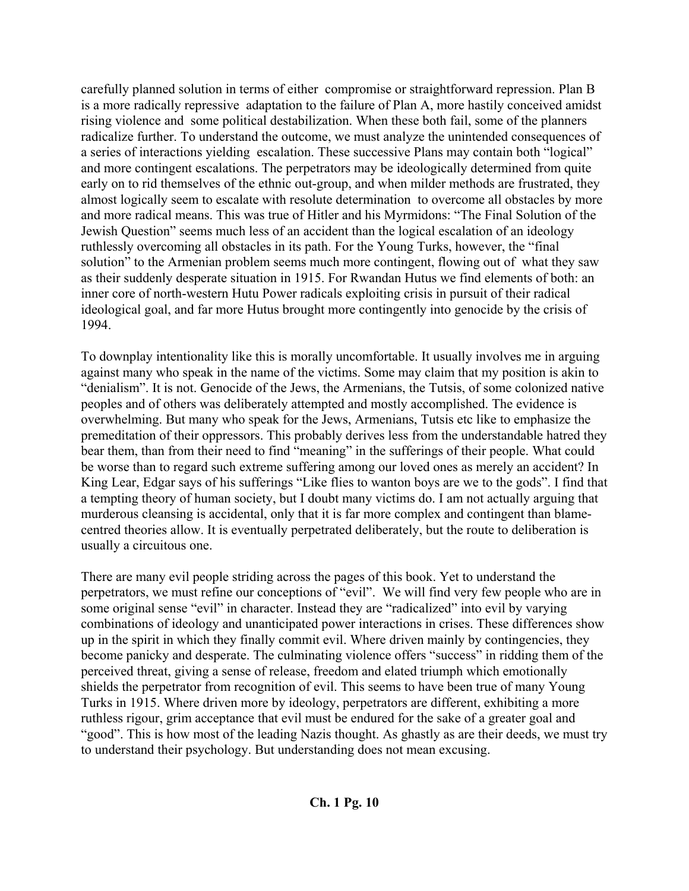carefully planned solution in terms of either compromise or straightforward repression. Plan B is a more radically repressive adaptation to the failure of Plan A, more hastily conceived amidst rising violence and some political destabilization. When these both fail, some of the planners radicalize further. To understand the outcome, we must analyze the unintended consequences of a series of interactions yielding escalation. These successive Plans may contain both "logical" and more contingent escalations. The perpetrators may be ideologically determined from quite early on to rid themselves of the ethnic out-group, and when milder methods are frustrated, they almost logically seem to escalate with resolute determination to overcome all obstacles by more and more radical means. This was true of Hitler and his Myrmidons: "The Final Solution of the Jewish Question" seems much less of an accident than the logical escalation of an ideology ruthlessly overcoming all obstacles in its path. For the Young Turks, however, the "final solution" to the Armenian problem seems much more contingent, flowing out of what they saw as their suddenly desperate situation in 1915. For Rwandan Hutus we find elements of both: an inner core of north-western Hutu Power radicals exploiting crisis in pursuit of their radical ideological goal, and far more Hutus brought more contingently into genocide by the crisis of 1994.

To downplay intentionality like this is morally uncomfortable. It usually involves me in arguing against many who speak in the name of the victims. Some may claim that my position is akin to "denialism". It is not. Genocide of the Jews, the Armenians, the Tutsis, of some colonized native peoples and of others was deliberately attempted and mostly accomplished. The evidence is overwhelming. But many who speak for the Jews, Armenians, Tutsis etc like to emphasize the premeditation of their oppressors. This probably derives less from the understandable hatred they bear them, than from their need to find "meaning" in the sufferings of their people. What could be worse than to regard such extreme suffering among our loved ones as merely an accident? In King Lear, Edgar says of his sufferings "Like flies to wanton boys are we to the gods". I find that a tempting theory of human society, but I doubt many victims do. I am not actually arguing that murderous cleansing is accidental, only that it is far more complex and contingent than blame-centred theories allow. It is eventually perpetrated deliberately, but the route to deliberation is usually a circuitous one.

There are many evil people striding across the pages of this book. Yet to understand the perpetrators, we must refine our conceptions of "evil". We will find very few people who are in some original sense "evil" in character. Instead they are "radicalized" into evil by varying combinations of ideology and unanticipated power interactions in crises. These differences show up in the spirit in which they finally commit evil. Where driven mainly by contingencies, they become panicky and desperate. The culminating violence offers "success" in ridding them of the perceived threat, giving a sense of release, freedom and elated triumph which emotionally shields the perpetrator from recognition of evil. This seems to have been true of many Young Turks in 1915. Where driven more by ideology, perpetrators are different, exhibiting a more ruthless rigour, grim acceptance that evil must be endured for the sake of a greater goal and "good". This is how most of the leading Nazis thought. As ghastly as are their deeds, we must try to understand their psychology. But understanding does not mean excusing.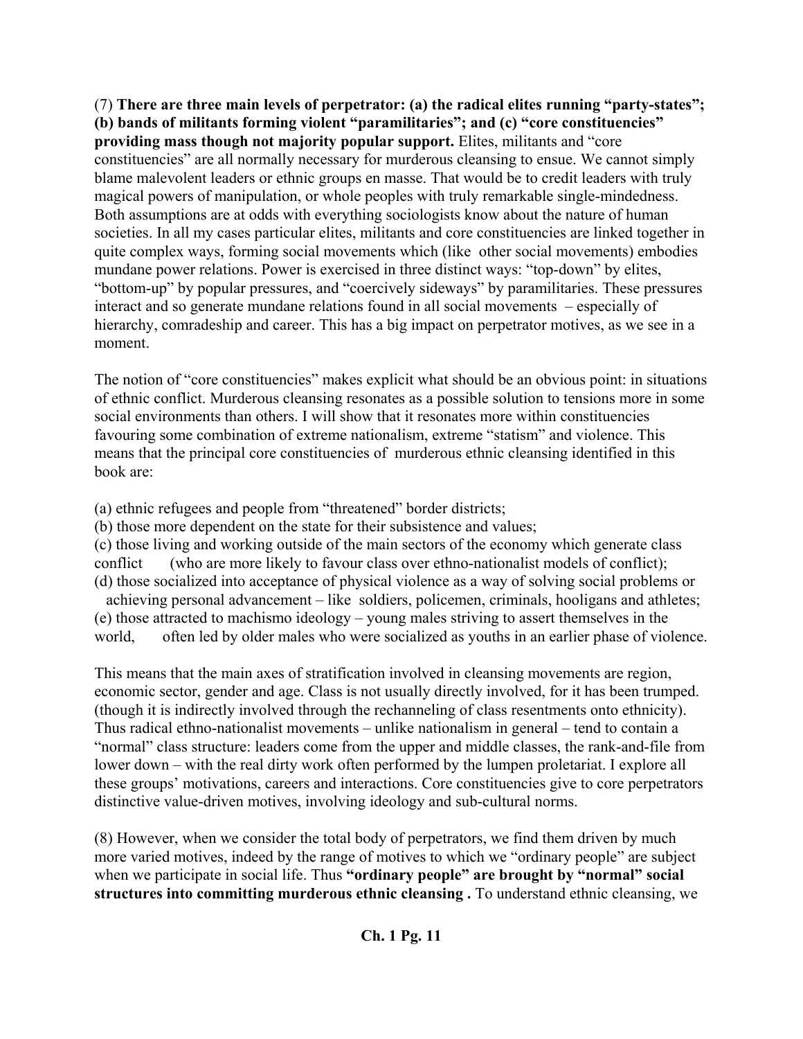(7) **There are three main levels of perpetrator: (a) the radical elites running "party-states"; (b) bands of militants forming violent "paramilitaries"; and (c) "core constituencies" providing mass though not majority popular support.** Elites, militants and "core constituencies" are all normally necessary for murderous cleansing to ensue. We cannot simply blame malevolent leaders or ethnic groups en masse. That would be to credit leaders with truly magical powers of manipulation, or whole peoples with truly remarkable single-mindedness. Both assumptions are at odds with everything sociologists know about the nature of human societies. In all my cases particular elites, militants and core constituencies are linked together in quite complex ways, forming social movements which (like other social movements) embodies mundane power relations. Power is exercised in three distinct ways: "top-down" by elites, "bottom-up" by popular pressures, and "coercively sideways" by paramilitaries. These pressures interact and so generate mundane relations found in all social movements – especially of hierarchy, comradeship and career. This has a big impact on perpetrator motives, as we see in a moment.

The notion of "core constituencies" makes explicit what should be an obvious point: in situations of ethnic conflict. Murderous cleansing resonates as a possible solution to tensions more in some social environments than others. I will show that it resonates more within constituencies favouring some combination of extreme nationalism, extreme "statism" and violence. This means that the principal core constituencies of murderous ethnic cleansing identified in this book are:

(a) ethnic refugees and people from "threatened" border districts;
(b) those more dependent on the state for their subsistence and values;
(c) those living and working outside of the main sectors of the economy which generate class conflict (who are more likely to favour class over ethno-nationalist models of conflict);
(d) those socialized into acceptance of physical violence as a way of solving social problems or achieving personal advancement – like soldiers, policemen, criminals, hooligans and athletes;
(e) those attracted to machismo ideology – young males striving to assert themselves in the world, often led by older males who were socialized as youths in an earlier phase of violence.

This means that the main axes of stratification involved in cleansing movements are region, economic sector, gender and age. Class is not usually directly involved, for it has been trumped. (though it is indirectly involved through the rechanneling of class resentments onto ethnicity). Thus radical ethno-nationalist movements – unlike nationalism in general – tend to contain a "normal" class structure: leaders come from the upper and middle classes, the rank-and-file from lower down – with the real dirty work often performed by the lumpen proletariat. I explore all these groups' motivations, careers and interactions. Core constituencies give to core perpetrators distinctive value-driven motives, involving ideology and sub-cultural norms.

(8) However, when we consider the total body of perpetrators, we find them driven by much more varied motives, indeed by the range of motives to which we "ordinary people" are subject when we participate in social life. Thus **"ordinary people" are brought by "normal" social structures into committing murderous ethnic cleansing .** To understand ethnic cleansing, we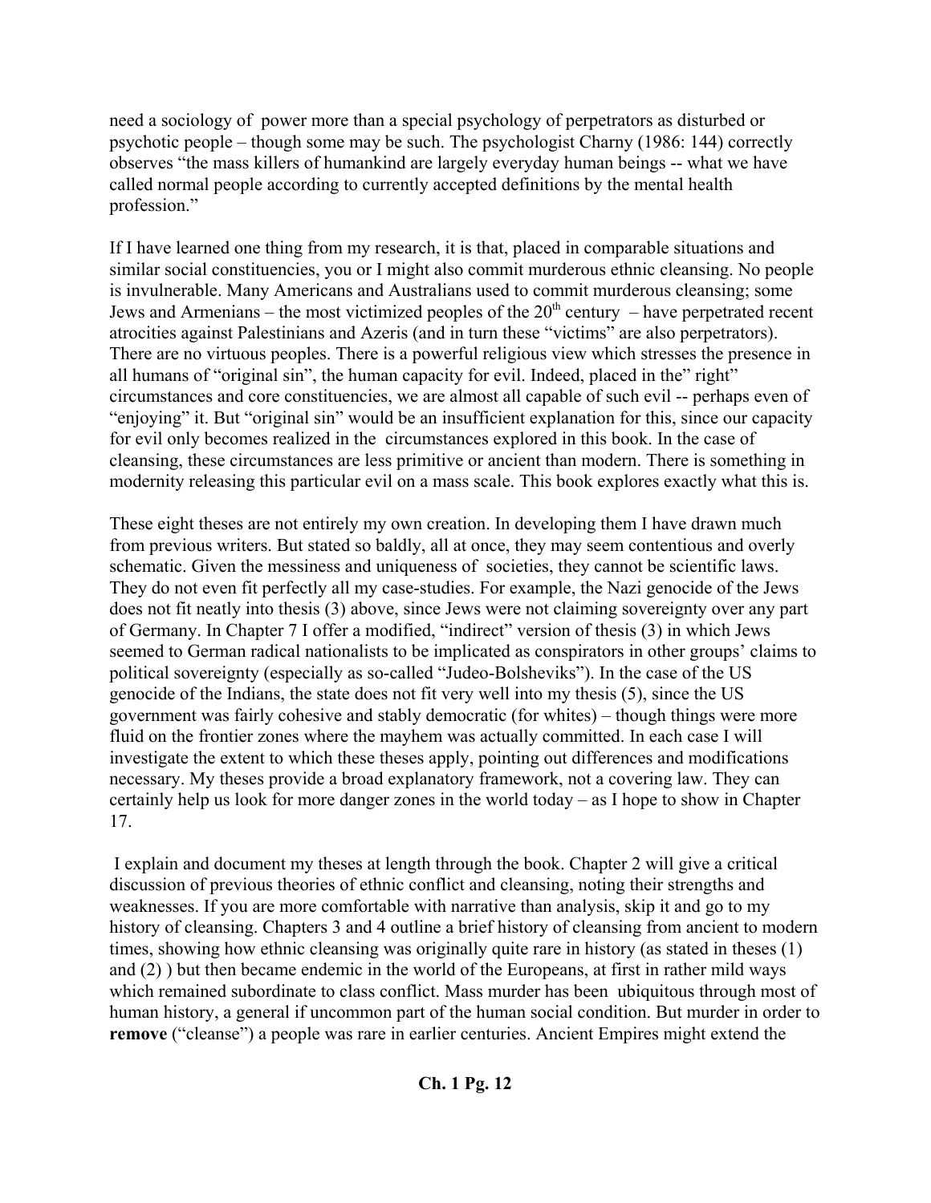need a sociology of power more than a special psychology of perpetrators as disturbed or psychotic people – though some may be such. The psychologist Charny (1986: 144) correctly observes "the mass killers of humankind are largely everyday human beings -- what we have called normal people according to currently accepted definitions by the mental health profession."

If I have learned one thing from my research, it is that, placed in comparable situations and similar social constituencies, you or I might also commit murderous ethnic cleansing. No people is invulnerable. Many Americans and Australians used to commit murderous cleansing; some Jews and Armenians – the most victimized peoples of the 20th century – have perpetrated recent atrocities against Palestinians and Azeris (and in turn these "victims" are also perpetrators). There are no virtuous peoples. There is a powerful religious view which stresses the presence in all humans of "original sin", the human capacity for evil. Indeed, placed in the" right" circumstances and core constituencies, we are almost all capable of such evil -- perhaps even of "enjoying" it. But "original sin" would be an insufficient explanation for this, since our capacity for evil only becomes realized in the circumstances explored in this book. In the case of cleansing, these circumstances are less primitive or ancient than modern. There is something in modernity releasing this particular evil on a mass scale. This book explores exactly what this is.

These eight theses are not entirely my own creation. In developing them I have drawn much from previous writers. But stated so baldly, all at once, they may seem contentious and overly schematic. Given the messiness and uniqueness of societies, they cannot be scientific laws. They do not even fit perfectly all my case-studies. For example, the Nazi genocide of the Jews does not fit neatly into thesis (3) above, since Jews were not claiming sovereignty over any part of Germany. In Chapter 7 I offer a modified, "indirect" version of thesis (3) in which Jews seemed to German radical nationalists to be implicated as conspirators in other groups' claims to political sovereignty (especially as so-called "Judeo-Bolsheviks"). In the case of the US genocide of the Indians, the state does not fit very well into my thesis (5), since the US government was fairly cohesive and stably democratic (for whites) – though things were more fluid on the frontier zones where the mayhem was actually committed. In each case I will investigate the extent to which these theses apply, pointing out differences and modifications necessary. My theses provide a broad explanatory framework, not a covering law. They can certainly help us look for more danger zones in the world today – as I hope to show in Chapter 17.

I explain and document my theses at length through the book. Chapter 2 will give a critical discussion of previous theories of ethnic conflict and cleansing, noting their strengths and weaknesses. If you are more comfortable with narrative than analysis, skip it and go to my history of cleansing. Chapters 3 and 4 outline a brief history of cleansing from ancient to modern times, showing how ethnic cleansing was originally quite rare in history (as stated in theses (1) and (2) ) but then became endemic in the world of the Europeans, at first in rather mild ways which remained subordinate to class conflict. Mass murder has been ubiquitous through most of human history, a general if uncommon part of the human social condition. But murder in order to **remove** ("cleanse") a people was rare in earlier centuries. Ancient Empires might extend the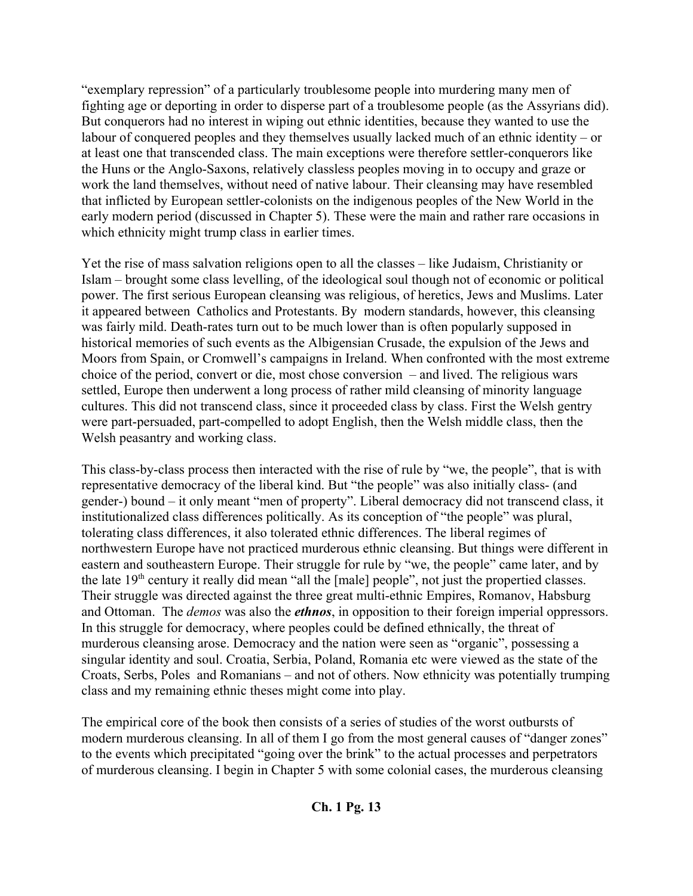"exemplary repression" of a particularly troublesome people into murdering many men of fighting age or deporting in order to disperse part of a troublesome people (as the Assyrians did). But conquerors had no interest in wiping out ethnic identities, because they wanted to use the labour of conquered peoples and they themselves usually lacked much of an ethnic identity – or at least one that transcended class. The main exceptions were therefore settler-conquerors like the Huns or the Anglo-Saxons, relatively classless peoples moving in to occupy and graze or work the land themselves, without need of native labour. Their cleansing may have resembled that inflicted by European settler-colonists on the indigenous peoples of the New World in the early modern period (discussed in Chapter 5). These were the main and rather rare occasions in which ethnicity might trump class in earlier times.

Yet the rise of mass salvation religions open to all the classes – like Judaism, Christianity or Islam – brought some class levelling, of the ideological soul though not of economic or political power. The first serious European cleansing was religious, of heretics, Jews and Muslims. Later it appeared between Catholics and Protestants. By modern standards, however, this cleansing was fairly mild. Death-rates turn out to be much lower than is often popularly supposed in historical memories of such events as the Albigensian Crusade, the expulsion of the Jews and Moors from Spain, or Cromwell's campaigns in Ireland. When confronted with the most extreme choice of the period, convert or die, most chose conversion – and lived. The religious wars settled, Europe then underwent a long process of rather mild cleansing of minority language cultures. This did not transcend class, since it proceeded class by class. First the Welsh gentry were part-persuaded, part-compelled to adopt English, then the Welsh middle class, then the Welsh peasantry and working class.

This class-by-class process then interacted with the rise of rule by "we, the people", that is with representative democracy of the liberal kind. But "the people" was also initially class- (and gender-) bound – it only meant "men of property". Liberal democracy did not transcend class, it institutionalized class differences politically. As its conception of "the people" was plural, tolerating class differences, it also tolerated ethnic differences. The liberal regimes of northwestern Europe have not practiced murderous ethnic cleansing. But things were different in eastern and southeastern Europe. Their struggle for rule by "we, the people" came later, and by the late 19th century it really did mean "all the [male] people", not just the propertied classes. Their struggle was directed against the three great multi-ethnic Empires, Romanov, Habsburg and Ottoman. The *demos* was also the ***ethnos***, in opposition to their foreign imperial oppressors. In this struggle for democracy, where peoples could be defined ethnically, the threat of murderous cleansing arose. Democracy and the nation were seen as "organic", possessing a singular identity and soul. Croatia, Serbia, Poland, Romania etc were viewed as the state of the Croats, Serbs, Poles and Romanians – and not of others. Now ethnicity was potentially trumping class and my remaining ethnic theses might come into play.

The empirical core of the book then consists of a series of studies of the worst outbursts of modern murderous cleansing. In all of them I go from the most general causes of "danger zones" to the events which precipitated "going over the brink" to the actual processes and perpetrators of murderous cleansing. I begin in Chapter 5 with some colonial cases, the murderous cleansing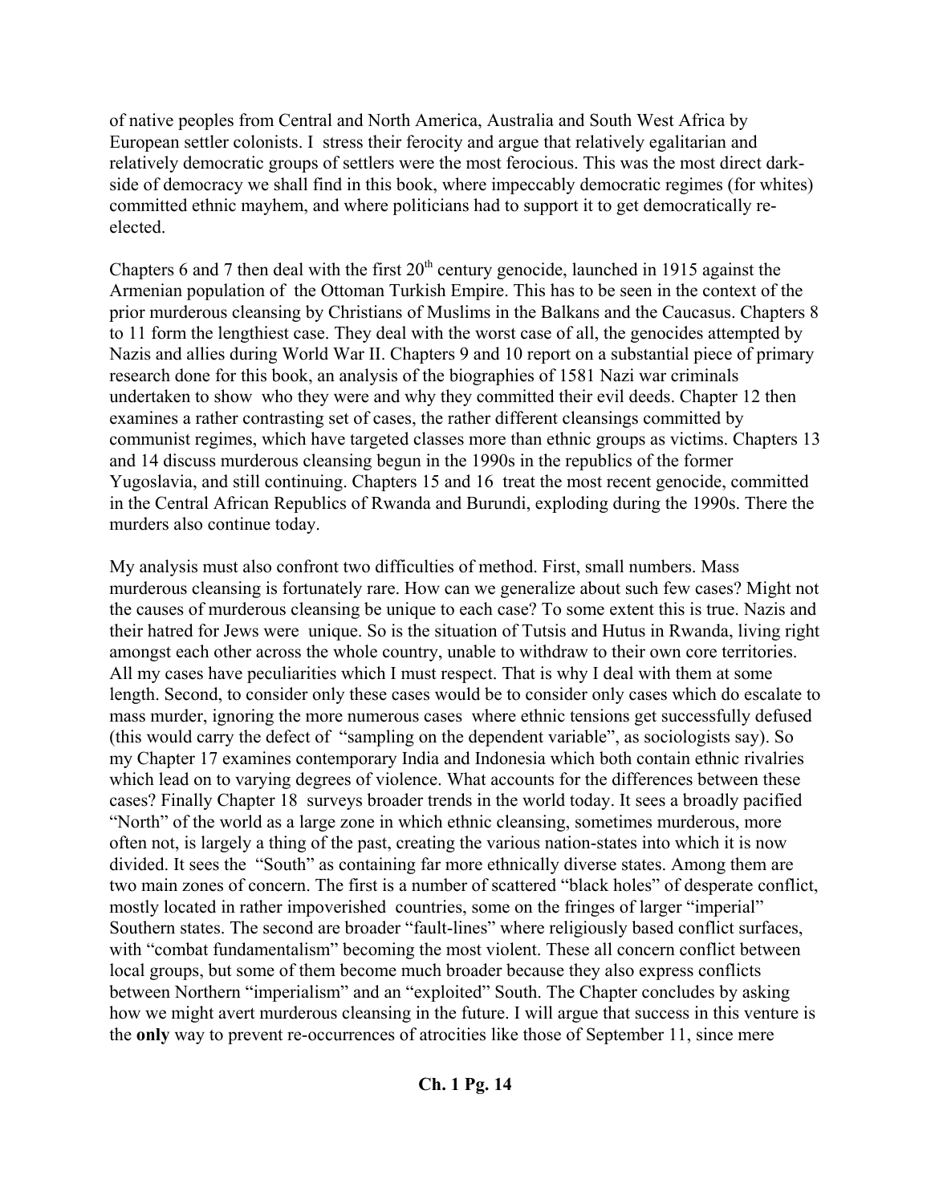of native peoples from Central and North America, Australia and South West Africa by European settler colonists. I stress their ferocity and argue that relatively egalitarian and relatively democratic groups of settlers were the most ferocious. This was the most direct dark-side of democracy we shall find in this book, where impeccably democratic regimes (for whites) committed ethnic mayhem, and where politicians had to support it to get democratically re-elected.

Chapters 6 and 7 then deal with the first 20th century genocide, launched in 1915 against the Armenian population of the Ottoman Turkish Empire. This has to be seen in the context of the prior murderous cleansing by Christians of Muslims in the Balkans and the Caucasus. Chapters 8 to 11 form the lengthiest case. They deal with the worst case of all, the genocides attempted by Nazis and allies during World War II. Chapters 9 and 10 report on a substantial piece of primary research done for this book, an analysis of the biographies of 1581 Nazi war criminals undertaken to show who they were and why they committed their evil deeds. Chapter 12 then examines a rather contrasting set of cases, the rather different cleansings committed by communist regimes, which have targeted classes more than ethnic groups as victims. Chapters 13 and 14 discuss murderous cleansing begun in the 1990s in the republics of the former Yugoslavia, and still continuing. Chapters 15 and 16 treat the most recent genocide, committed in the Central African Republics of Rwanda and Burundi, exploding during the 1990s. There the murders also continue today.

My analysis must also confront two difficulties of method. First, small numbers. Mass murderous cleansing is fortunately rare. How can we generalize about such few cases? Might not the causes of murderous cleansing be unique to each case? To some extent this is true. Nazis and their hatred for Jews were unique. So is the situation of Tutsis and Hutus in Rwanda, living right amongst each other across the whole country, unable to withdraw to their own core territories. All my cases have peculiarities which I must respect. That is why I deal with them at some length. Second, to consider only these cases would be to consider only cases which do escalate to mass murder, ignoring the more numerous cases where ethnic tensions get successfully defused (this would carry the defect of "sampling on the dependent variable", as sociologists say). So my Chapter 17 examines contemporary India and Indonesia which both contain ethnic rivalries which lead on to varying degrees of violence. What accounts for the differences between these cases? Finally Chapter 18 surveys broader trends in the world today. It sees a broadly pacified "North" of the world as a large zone in which ethnic cleansing, sometimes murderous, more often not, is largely a thing of the past, creating the various nation-states into which it is now divided. It sees the "South" as containing far more ethnically diverse states. Among them are two main zones of concern. The first is a number of scattered "black holes" of desperate conflict, mostly located in rather impoverished countries, some on the fringes of larger "imperial" Southern states. The second are broader "fault-lines" where religiously based conflict surfaces, with "combat fundamentalism" becoming the most violent. These all concern conflict between local groups, but some of them become much broader because they also express conflicts between Northern "imperialism" and an "exploited" South. The Chapter concludes by asking how we might avert murderous cleansing in the future. I will argue that success in this venture is the **only** way to prevent re-occurrences of atrocities like those of September 11, since mere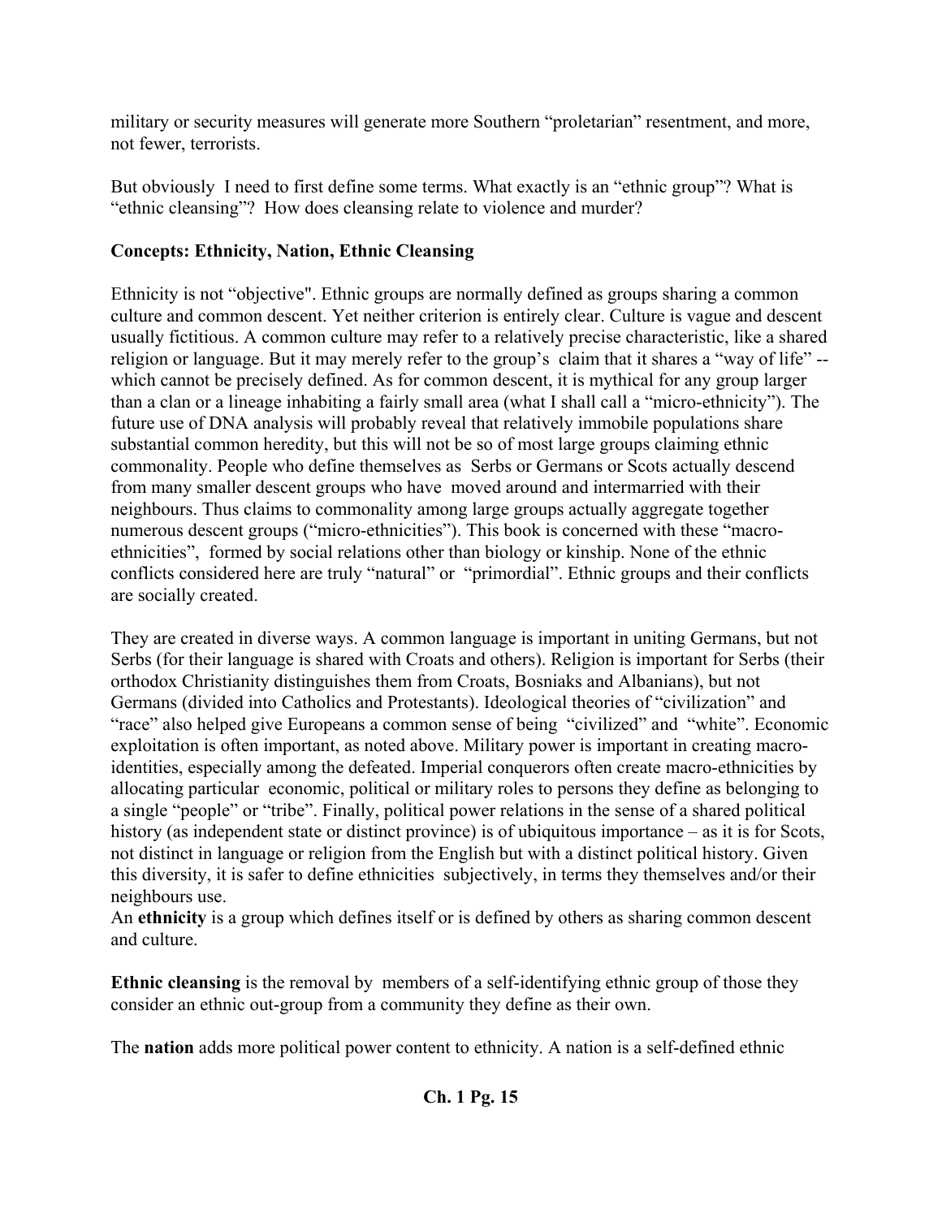military or security measures will generate more Southern "proletarian" resentment, and more, not fewer, terrorists.

But obviously I need to first define some terms. What exactly is an "ethnic group"? What is "ethnic cleansing"? How does cleansing relate to violence and murder?

**Concepts: Ethnicity, Nation, Ethnic Cleansing**

Ethnicity is not "objective". Ethnic groups are normally defined as groups sharing a common culture and common descent. Yet neither criterion is entirely clear. Culture is vague and descent usually fictitious. A common culture may refer to a relatively precise characteristic, like a shared religion or language. But it may merely refer to the group's claim that it shares a "way of life" -- which cannot be precisely defined. As for common descent, it is mythical for any group larger than a clan or a lineage inhabiting a fairly small area (what I shall call a "micro-ethnicity"). The future use of DNA analysis will probably reveal that relatively immobile populations share substantial common heredity, but this will not be so of most large groups claiming ethnic commonality. People who define themselves as Serbs or Germans or Scots actually descend from many smaller descent groups who have moved around and intermarried with their neighbours. Thus claims to commonality among large groups actually aggregate together numerous descent groups ("micro-ethnicities"). This book is concerned with these "macro-ethnicities", formed by social relations other than biology or kinship. None of the ethnic conflicts considered here are truly "natural" or "primordial". Ethnic groups and their conflicts are socially created.

They are created in diverse ways. A common language is important in uniting Germans, but not Serbs (for their language is shared with Croats and others). Religion is important for Serbs (their orthodox Christianity distinguishes them from Croats, Bosniaks and Albanians), but not Germans (divided into Catholics and Protestants). Ideological theories of "civilization" and "race" also helped give Europeans a common sense of being "civilized" and "white". Economic exploitation is often important, as noted above. Military power is important in creating macro-identities, especially among the defeated. Imperial conquerors often create macro-ethnicities by allocating particular economic, political or military roles to persons they define as belonging to a single "people" or "tribe". Finally, political power relations in the sense of a shared political history (as independent state or distinct province) is of ubiquitous importance – as it is for Scots, not distinct in language or religion from the English but with a distinct political history. Given this diversity, it is safer to define ethnicities subjectively, in terms they themselves and/or their neighbours use.

An **ethnicity** is a group which defines itself or is defined by others as sharing common descent and culture.

**Ethnic cleansing** is the removal by members of a self-identifying ethnic group of those they consider an ethnic out-group from a community they define as their own.

The **nation** adds more political power content to ethnicity. A nation is a self-defined ethnic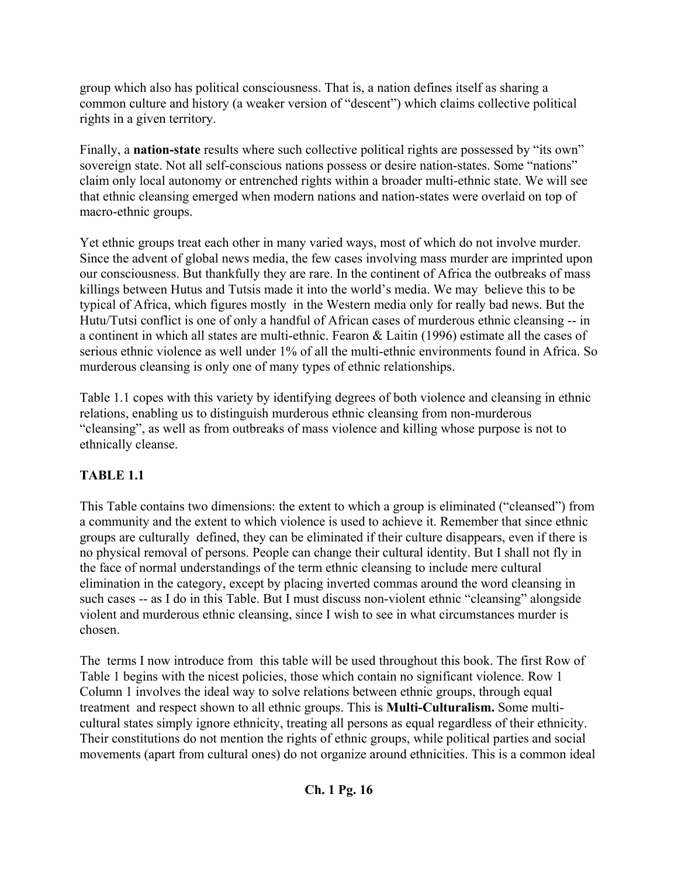group which also has political consciousness. That is, a nation defines itself as sharing a common culture and history (a weaker version of "descent") which claims collective political rights in a given territory.

Finally, a **nation-state** results where such collective political rights are possessed by "its own" sovereign state. Not all self-conscious nations possess or desire nation-states. Some "nations" claim only local autonomy or entrenched rights within a broader multi-ethnic state. We will see that ethnic cleansing emerged when modern nations and nation-states were overlaid on top of macro-ethnic groups.

Yet ethnic groups treat each other in many varied ways, most of which do not involve murder. Since the advent of global news media, the few cases involving mass murder are imprinted upon our consciousness. But thankfully they are rare. In the continent of Africa the outbreaks of mass killings between Hutus and Tutsis made it into the world's media. We may believe this to be typical of Africa, which figures mostly in the Western media only for really bad news. But the Hutu/Tutsi conflict is one of only a handful of African cases of murderous ethnic cleansing -- in a continent in which all states are multi-ethnic. Fearon & Laitin (1996) estimate all the cases of serious ethnic violence as well under 1% of all the multi-ethnic environments found in Africa. So murderous cleansing is only one of many types of ethnic relationships.

Table 1.1 copes with this variety by identifying degrees of both violence and cleansing in ethnic relations, enabling us to distinguish murderous ethnic cleansing from non-murderous "cleansing", as well as from outbreaks of mass violence and killing whose purpose is not to ethnically cleanse.

**TABLE 1.1**

This Table contains two dimensions: the extent to which a group is eliminated ("cleansed") from a community and the extent to which violence is used to achieve it. Remember that since ethnic groups are culturally defined, they can be eliminated if their culture disappears, even if there is no physical removal of persons. People can change their cultural identity. But I shall not fly in the face of normal understandings of the term ethnic cleansing to include mere cultural elimination in the category, except by placing inverted commas around the word cleansing in such cases -- as I do in this Table. But I must discuss non-violent ethnic "cleansing" alongside violent and murderous ethnic cleansing, since I wish to see in what circumstances murder is chosen.

The terms I now introduce from this table will be used throughout this book. The first Row of Table 1 begins with the nicest policies, those which contain no significant violence. Row 1 Column 1 involves the ideal way to solve relations between ethnic groups, through equal treatment and respect shown to all ethnic groups. This is **Multi-Culturalism.** Some multi-cultural states simply ignore ethnicity, treating all persons as equal regardless of their ethnicity. Their constitutions do not mention the rights of ethnic groups, while political parties and social movements (apart from cultural ones) do not organize around ethnicities. This is a common ideal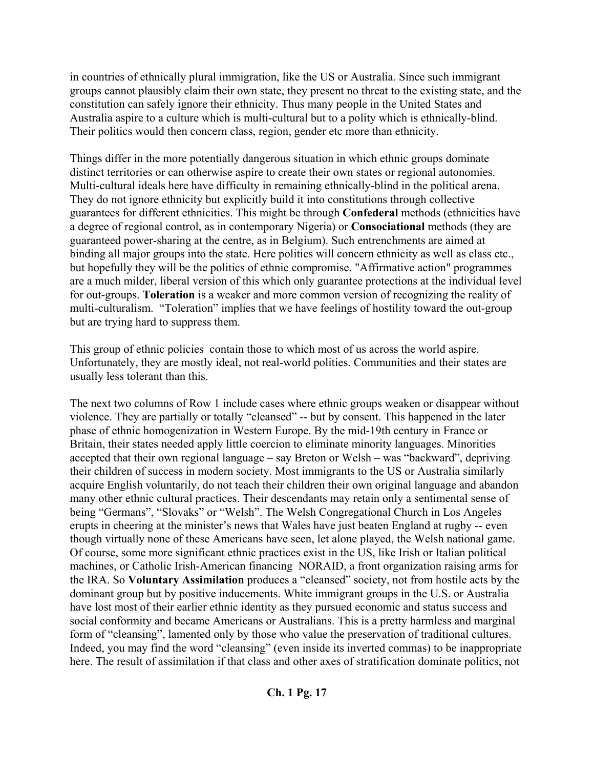in countries of ethnically plural immigration, like the US or Australia. Since such immigrant groups cannot plausibly claim their own state, they present no threat to the existing state, and the constitution can safely ignore their ethnicity. Thus many people in the United States and Australia aspire to a culture which is multi-cultural but to a polity which is ethnically-blind. Their politics would then concern class, region, gender etc more than ethnicity.

Things differ in the more potentially dangerous situation in which ethnic groups dominate distinct territories or can otherwise aspire to create their own states or regional autonomies. Multi-cultural ideals here have difficulty in remaining ethnically-blind in the political arena. They do not ignore ethnicity but explicitly build it into constitutions through collective guarantees for different ethnicities. This might be through **Confederal** methods (ethnicities have a degree of regional control, as in contemporary Nigeria) or **Consociational** methods (they are guaranteed power-sharing at the centre, as in Belgium). Such entrenchments are aimed at binding all major groups into the state. Here politics will concern ethnicity as well as class etc., but hopefully they will be the politics of ethnic compromise. "Affirmative action" programmes are a much milder, liberal version of this which only guarantee protections at the individual level for out-groups. **Toleration** is a weaker and more common version of recognizing the reality of multi-culturalism. "Toleration" implies that we have feelings of hostility toward the out-group but are trying hard to suppress them.

This group of ethnic policies contain those to which most of us across the world aspire. Unfortunately, they are mostly ideal, not real-world polities. Communities and their states are usually less tolerant than this.

The next two columns of Row 1 include cases where ethnic groups weaken or disappear without violence. They are partially or totally "cleansed" -- but by consent. This happened in the later phase of ethnic homogenization in Western Europe. By the mid-19th century in France or Britain, their states needed apply little coercion to eliminate minority languages. Minorities accepted that their own regional language – say Breton or Welsh – was "backward", depriving their children of success in modern society. Most immigrants to the US or Australia similarly acquire English voluntarily, do not teach their children their own original language and abandon many other ethnic cultural practices. Their descendants may retain only a sentimental sense of being "Germans", "Slovaks" or "Welsh". The Welsh Congregational Church in Los Angeles erupts in cheering at the minister's news that Wales have just beaten England at rugby -- even though virtually none of these Americans have seen, let alone played, the Welsh national game. Of course, some more significant ethnic practices exist in the US, like Irish or Italian political machines, or Catholic Irish-American financing NORAID, a front organization raising arms for the IRA. So **Voluntary Assimilation** produces a "cleansed" society, not from hostile acts by the dominant group but by positive inducements. White immigrant groups in the U.S. or Australia have lost most of their earlier ethnic identity as they pursued economic and status success and social conformity and became Americans or Australians. This is a pretty harmless and marginal form of "cleansing", lamented only by those who value the preservation of traditional cultures. Indeed, you may find the word "cleansing" (even inside its inverted commas) to be inappropriate here. The result of assimilation if that class and other axes of stratification dominate politics, not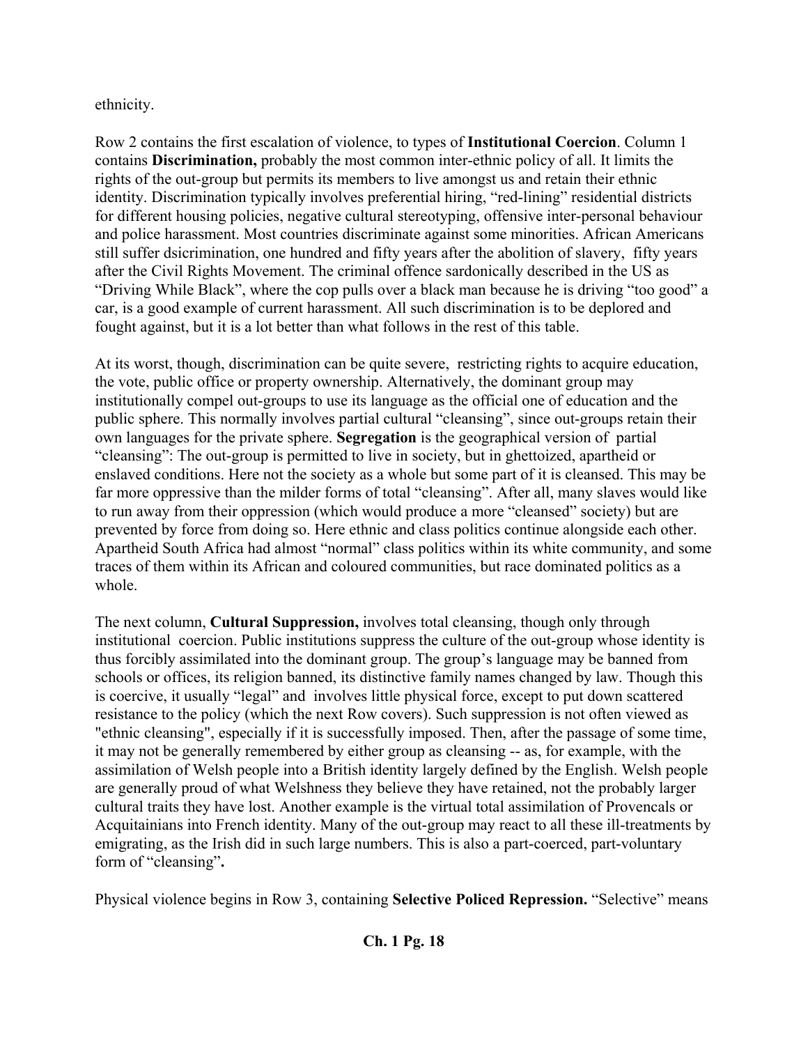ethnicity.

Row 2 contains the first escalation of violence, to types of **Institutional Coercion**. Column 1 contains **Discrimination,** probably the most common inter-ethnic policy of all. It limits the rights of the out-group but permits its members to live amongst us and retain their ethnic identity. Discrimination typically involves preferential hiring, "red-lining" residential districts for different housing policies, negative cultural stereotyping, offensive inter-personal behaviour and police harassment. Most countries discriminate against some minorities. African Americans still suffer dsicrimination, one hundred and fifty years after the abolition of slavery, fifty years after the Civil Rights Movement. The criminal offence sardonically described in the US as "Driving While Black", where the cop pulls over a black man because he is driving "too good" a car, is a good example of current harassment. All such discrimination is to be deplored and fought against, but it is a lot better than what follows in the rest of this table.

At its worst, though, discrimination can be quite severe, restricting rights to acquire education, the vote, public office or property ownership. Alternatively, the dominant group may institutionally compel out-groups to use its language as the official one of education and the public sphere. This normally involves partial cultural "cleansing", since out-groups retain their own languages for the private sphere. **Segregation** is the geographical version of partial "cleansing": The out-group is permitted to live in society, but in ghettoized, apartheid or enslaved conditions. Here not the society as a whole but some part of it is cleansed. This may be far more oppressive than the milder forms of total "cleansing". After all, many slaves would like to run away from their oppression (which would produce a more "cleansed" society) but are prevented by force from doing so. Here ethnic and class politics continue alongside each other. Apartheid South Africa had almost "normal" class politics within its white community, and some traces of them within its African and coloured communities, but race dominated politics as a whole.

The next column, **Cultural Suppression,** involves total cleansing, though only through institutional coercion. Public institutions suppress the culture of the out-group whose identity is thus forcibly assimilated into the dominant group. The group's language may be banned from schools or offices, its religion banned, its distinctive family names changed by law. Though this is coercive, it usually "legal" and involves little physical force, except to put down scattered resistance to the policy (which the next Row covers). Such suppression is not often viewed as "ethnic cleansing", especially if it is successfully imposed. Then, after the passage of some time, it may not be generally remembered by either group as cleansing -- as, for example, with the assimilation of Welsh people into a British identity largely defined by the English. Welsh people are generally proud of what Welshness they believe they have retained, not the probably larger cultural traits they have lost. Another example is the virtual total assimilation of Provencals or Acquitainians into French identity. Many of the out-group may react to all these ill-treatments by emigrating, as the Irish did in such large numbers. This is also a part-coerced, part-voluntary form of "cleansing"**.**

Physical violence begins in Row 3, containing **Selective Policed Repression.** "Selective" means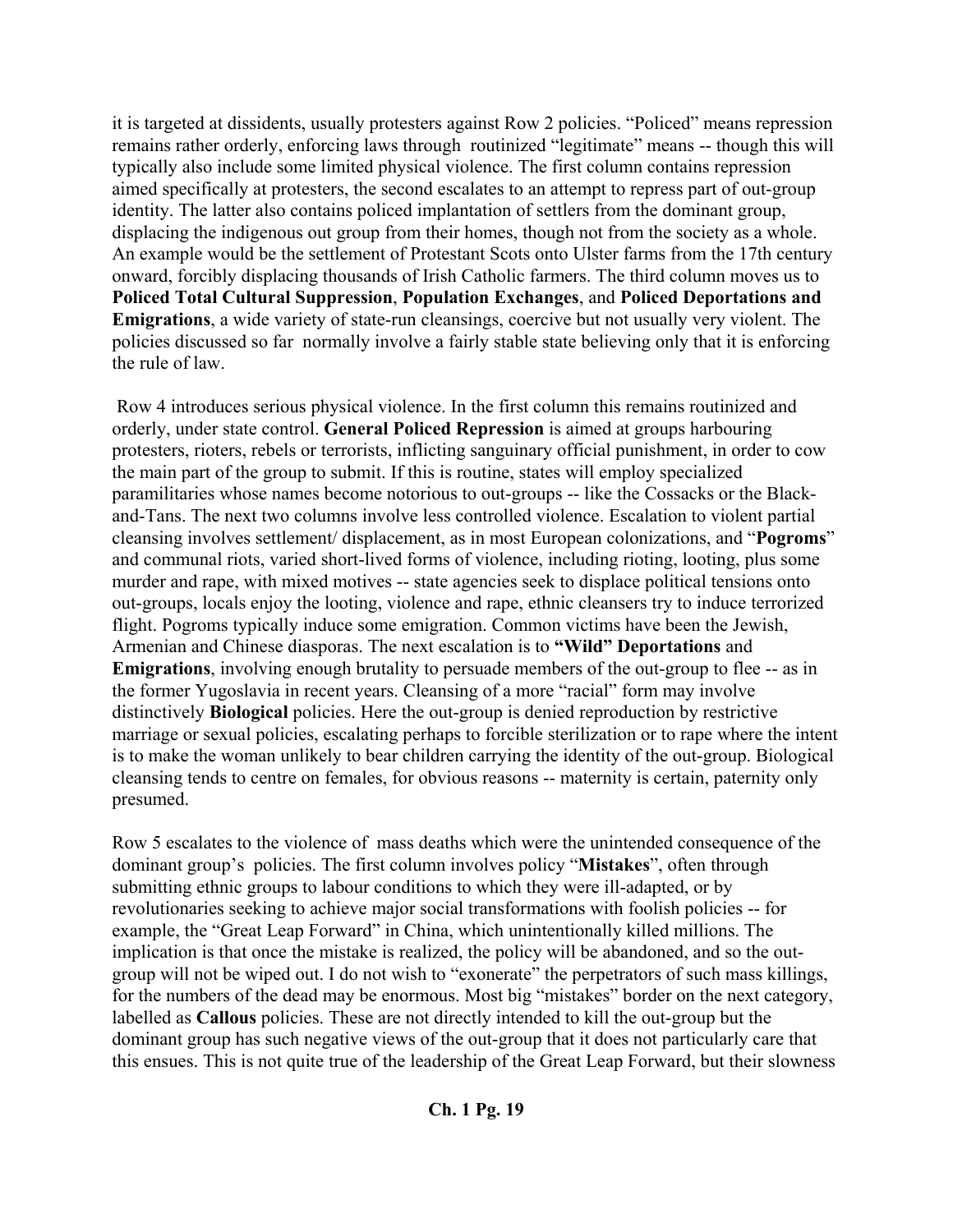it is targeted at dissidents, usually protesters against Row 2 policies. "Policed" means repression remains rather orderly, enforcing laws through routinized "legitimate" means -- though this will typically also include some limited physical violence. The first column contains repression aimed specifically at protesters, the second escalates to an attempt to repress part of out-group identity. The latter also contains policed implantation of settlers from the dominant group, displacing the indigenous out group from their homes, though not from the society as a whole. An example would be the settlement of Protestant Scots onto Ulster farms from the 17th century onward, forcibly displacing thousands of Irish Catholic farmers. The third column moves us to **Policed Total Cultural Suppression**, **Population Exchanges**, and **Policed Deportations and Emigrations**, a wide variety of state-run cleansings, coercive but not usually very violent. The policies discussed so far normally involve a fairly stable state believing only that it is enforcing the rule of law.

Row 4 introduces serious physical violence. In the first column this remains routinized and orderly, under state control. **General Policed Repression** is aimed at groups harbouring protesters, rioters, rebels or terrorists, inflicting sanguinary official punishment, in order to cow the main part of the group to submit. If this is routine, states will employ specialized paramilitaries whose names become notorious to out-groups -- like the Cossacks or the Black-and-Tans. The next two columns involve less controlled violence. Escalation to violent partial cleansing involves settlement/ displacement, as in most European colonizations, and "**Pogroms**" and communal riots, varied short-lived forms of violence, including rioting, looting, plus some murder and rape, with mixed motives -- state agencies seek to displace political tensions onto out-groups, locals enjoy the looting, violence and rape, ethnic cleansers try to induce terrorized flight. Pogroms typically induce some emigration. Common victims have been the Jewish, Armenian and Chinese diasporas. The next escalation is to **"Wild" Deportations** and **Emigrations**, involving enough brutality to persuade members of the out-group to flee -- as in the former Yugoslavia in recent years. Cleansing of a more "racial" form may involve distinctively **Biological** policies. Here the out-group is denied reproduction by restrictive marriage or sexual policies, escalating perhaps to forcible sterilization or to rape where the intent is to make the woman unlikely to bear children carrying the identity of the out-group. Biological cleansing tends to centre on females, for obvious reasons -- maternity is certain, paternity only presumed.

Row 5 escalates to the violence of mass deaths which were the unintended consequence of the dominant group's policies. The first column involves policy "**Mistakes**", often through submitting ethnic groups to labour conditions to which they were ill-adapted, or by revolutionaries seeking to achieve major social transformations with foolish policies -- for example, the "Great Leap Forward" in China, which unintentionally killed millions. The implication is that once the mistake is realized, the policy will be abandoned, and so the out-group will not be wiped out. I do not wish to "exonerate" the perpetrators of such mass killings, for the numbers of the dead may be enormous. Most big "mistakes" border on the next category, labelled as **Callous** policies. These are not directly intended to kill the out-group but the dominant group has such negative views of the out-group that it does not particularly care that this ensues. This is not quite true of the leadership of the Great Leap Forward, but their slowness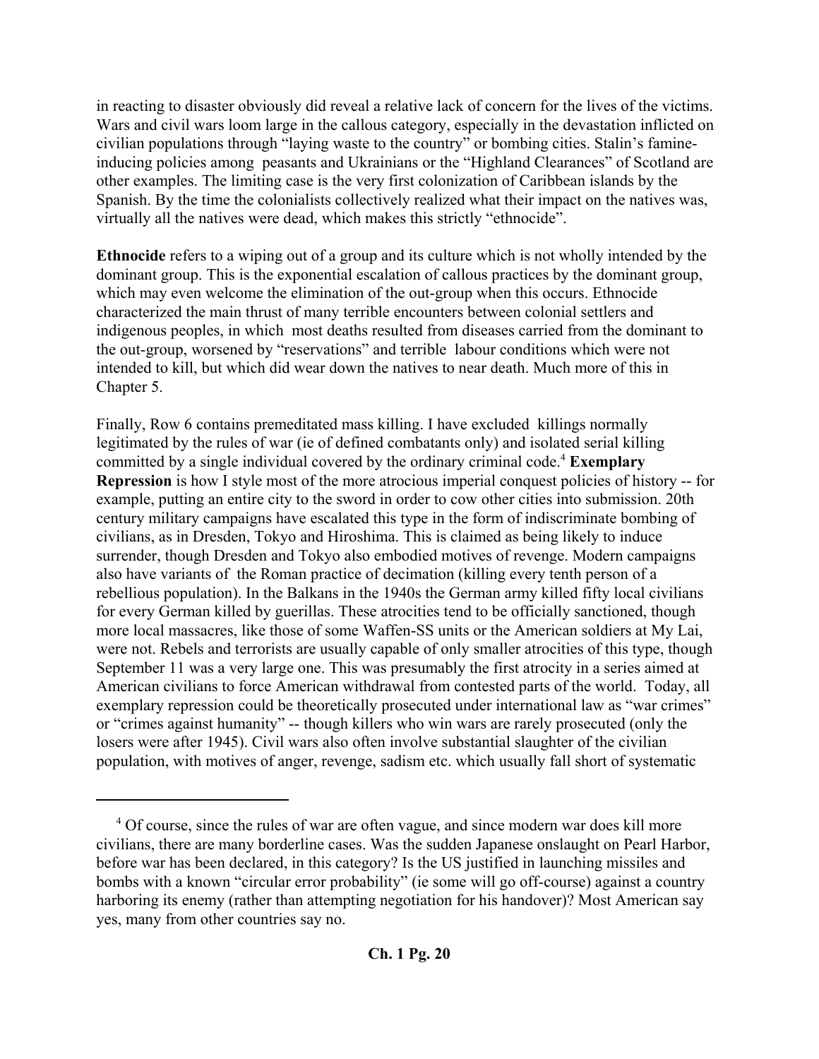in reacting to disaster obviously did reveal a relative lack of concern for the lives of the victims. Wars and civil wars loom large in the callous category, especially in the devastation inflicted on civilian populations through "laying waste to the country" or bombing cities. Stalin's famine-inducing policies among peasants and Ukrainians or the "Highland Clearances" of Scotland are other examples. The limiting case is the very first colonization of Caribbean islands by the Spanish. By the time the colonialists collectively realized what their impact on the natives was, virtually all the natives were dead, which makes this strictly "ethnocide".

**Ethnocide** refers to a wiping out of a group and its culture which is not wholly intended by the dominant group. This is the exponential escalation of callous practices by the dominant group, which may even welcome the elimination of the out-group when this occurs. Ethnocide characterized the main thrust of many terrible encounters between colonial settlers and indigenous peoples, in which most deaths resulted from diseases carried from the dominant to the out-group, worsened by "reservations" and terrible labour conditions which were not intended to kill, but which did wear down the natives to near death. Much more of this in Chapter 5.

Finally, Row 6 contains premeditated mass killing. I have excluded killings normally legitimated by the rules of war (ie of defined combatants only) and isolated serial killing committed by a single individual covered by the ordinary criminal code.[4] **Exemplary Repression** is how I style most of the more atrocious imperial conquest policies of history -- for example, putting an entire city to the sword in order to cow other cities into submission. 20th century military campaigns have escalated this type in the form of indiscriminate bombing of civilians, as in Dresden, Tokyo and Hiroshima. This is claimed as being likely to induce surrender, though Dresden and Tokyo also embodied motives of revenge. Modern campaigns also have variants of the Roman practice of decimation (killing every tenth person of a rebellious population). In the Balkans in the 1940s the German army killed fifty local civilians for every German killed by guerillas. These atrocities tend to be officially sanctioned, though more local massacres, like those of some Waffen-SS units or the American soldiers at My Lai, were not. Rebels and terrorists are usually capable of only smaller atrocities of this type, though September 11 was a very large one. This was presumably the first atrocity in a series aimed at American civilians to force American withdrawal from contested parts of the world. Today, all exemplary repression could be theoretically prosecuted under international law as "war crimes" or "crimes against humanity" -- though killers who win wars are rarely prosecuted (only the losers were after 1945). Civil wars also often involve substantial slaughter of the civilian population, with motives of anger, revenge, sadism etc. which usually fall short of systematic

---

[4] Of course, since the rules of war are often vague, and since modern war does kill more civilians, there are many borderline cases. Was the sudden Japanese onslaught on Pearl Harbor, before war has been declared, in this category? Is the US justified in launching missiles and bombs with a known "circular error probability" (ie some will go off-course) against a country harboring its enemy (rather than attempting negotiation for his handover)? Most American say yes, many from other countries say no.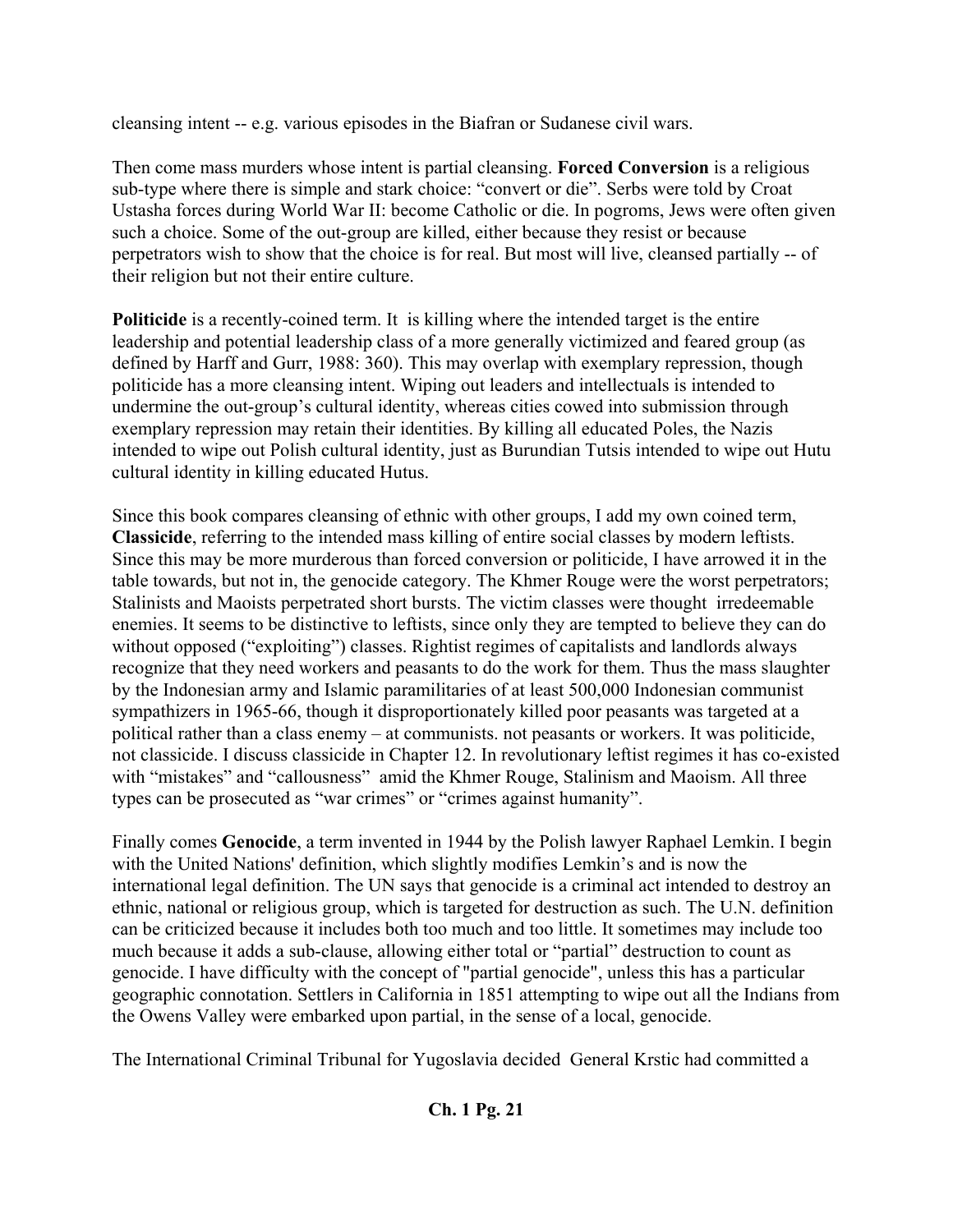cleansing intent -- e.g. various episodes in the Biafran or Sudanese civil wars.

Then come mass murders whose intent is partial cleansing. **Forced Conversion** is a religious sub-type where there is simple and stark choice: "convert or die". Serbs were told by Croat Ustasha forces during World War II: become Catholic or die. In pogroms, Jews were often given such a choice. Some of the out-group are killed, either because they resist or because perpetrators wish to show that the choice is for real. But most will live, cleansed partially -- of their religion but not their entire culture.

**Politicide** is a recently-coined term. It is killing where the intended target is the entire leadership and potential leadership class of a more generally victimized and feared group (as defined by Harff and Gurr, 1988: 360). This may overlap with exemplary repression, though politicide has a more cleansing intent. Wiping out leaders and intellectuals is intended to undermine the out-group's cultural identity, whereas cities cowed into submission through exemplary repression may retain their identities. By killing all educated Poles, the Nazis intended to wipe out Polish cultural identity, just as Burundian Tutsis intended to wipe out Hutu cultural identity in killing educated Hutus.

Since this book compares cleansing of ethnic with other groups, I add my own coined term, **Classicide**, referring to the intended mass killing of entire social classes by modern leftists. Since this may be more murderous than forced conversion or politicide, I have arrowed it in the table towards, but not in, the genocide category. The Khmer Rouge were the worst perpetrators; Stalinists and Maoists perpetrated short bursts. The victim classes were thought irredeemable enemies. It seems to be distinctive to leftists, since only they are tempted to believe they can do without opposed ("exploiting") classes. Rightist regimes of capitalists and landlords always recognize that they need workers and peasants to do the work for them. Thus the mass slaughter by the Indonesian army and Islamic paramilitaries of at least 500,000 Indonesian communist sympathizers in 1965-66, though it disproportionately killed poor peasants was targeted at a political rather than a class enemy – at communists. not peasants or workers. It was politicide, not classicide. I discuss classicide in Chapter 12. In revolutionary leftist regimes it has co-existed with "mistakes" and "callousness" amid the Khmer Rouge, Stalinism and Maoism. All three types can be prosecuted as "war crimes" or "crimes against humanity".

Finally comes **Genocide**, a term invented in 1944 by the Polish lawyer Raphael Lemkin. I begin with the United Nations' definition, which slightly modifies Lemkin's and is now the international legal definition. The UN says that genocide is a criminal act intended to destroy an ethnic, national or religious group, which is targeted for destruction as such. The U.N. definition can be criticized because it includes both too much and too little. It sometimes may include too much because it adds a sub-clause, allowing either total or "partial" destruction to count as genocide. I have difficulty with the concept of "partial genocide", unless this has a particular geographic connotation. Settlers in California in 1851 attempting to wipe out all the Indians from the Owens Valley were embarked upon partial, in the sense of a local, genocide.

The International Criminal Tribunal for Yugoslavia decided General Krstic had committed a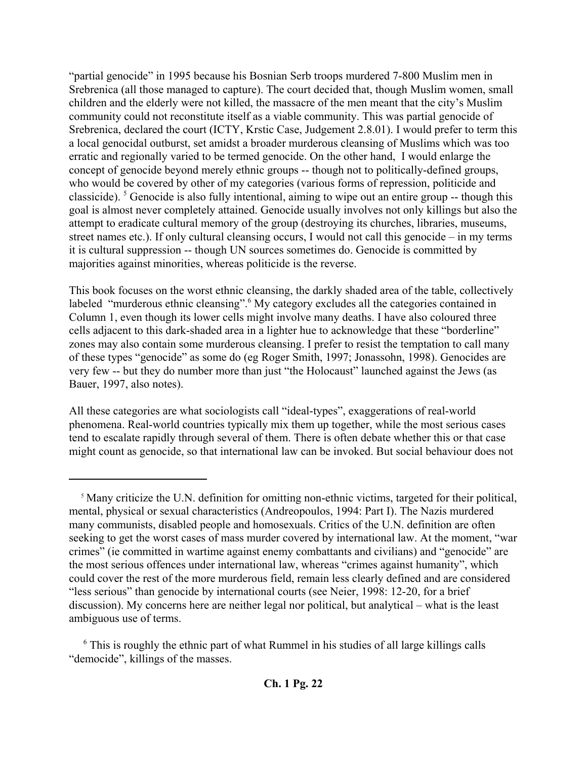"partial genocide" in 1995 because his Bosnian Serb troops murdered 7-800 Muslim men in Srebrenica (all those managed to capture). The court decided that, though Muslim women, small children and the elderly were not killed, the massacre of the men meant that the city's Muslim community could not reconstitute itself as a viable community. This was partial genocide of Srebrenica, declared the court (ICTY, Krstic Case, Judgement 2.8.01). I would prefer to term this a local genocidal outburst, set amidst a broader murderous cleansing of Muslims which was too erratic and regionally varied to be termed genocide. On the other hand, I would enlarge the concept of genocide beyond merely ethnic groups -- though not to politically-defined groups, who would be covered by other of my categories (various forms of repression, politicide and classicide).[5] Genocide is also fully intentional, aiming to wipe out an entire group -- though this goal is almost never completely attained. Genocide usually involves not only killings but also the attempt to eradicate cultural memory of the group (destroying its churches, libraries, museums, street names etc.). If only cultural cleansing occurs, I would not call this genocide – in my terms it is cultural suppression -- though UN sources sometimes do. Genocide is committed by majorities against minorities, whereas politicide is the reverse.

This book focuses on the worst ethnic cleansing, the darkly shaded area of the table, collectively labeled "murderous ethnic cleansing".[6] My category excludes all the categories contained in Column 1, even though its lower cells might involve many deaths. I have also coloured three cells adjacent to this dark-shaded area in a lighter hue to acknowledge that these "borderline" zones may also contain some murderous cleansing. I prefer to resist the temptation to call many of these types "genocide" as some do (eg Roger Smith, 1997; Jonassohn, 1998). Genocides are very few -- but they do number more than just "the Holocaust" launched against the Jews (as Bauer, 1997, also notes).

All these categories are what sociologists call "ideal-types", exaggerations of real-world phenomena. Real-world countries typically mix them up together, while the most serious cases tend to escalate rapidly through several of them. There is often debate whether this or that case might count as genocide, so that international law can be invoked. But social behaviour does not

---

[5] Many criticize the U.N. definition for omitting non-ethnic victims, targeted for their political, mental, physical or sexual characteristics (Andreopoulos, 1994: Part I). The Nazis murdered many communists, disabled people and homosexuals. Critics of the U.N. definition are often seeking to get the worst cases of mass murder covered by international law. At the moment, "war crimes" (ie committed in wartime against enemy combattants and civilians) and "genocide" are the most serious offences under international law, whereas "crimes against humanity", which could cover the rest of the more murderous field, remain less clearly defined and are considered "less serious" than genocide by international courts (see Neier, 1998: 12-20, for a brief discussion). My concerns here are neither legal nor political, but analytical – what is the least ambiguous use of terms.

[6] This is roughly the ethnic part of what Rummel in his studies of all large killings calls "democide", killings of the masses.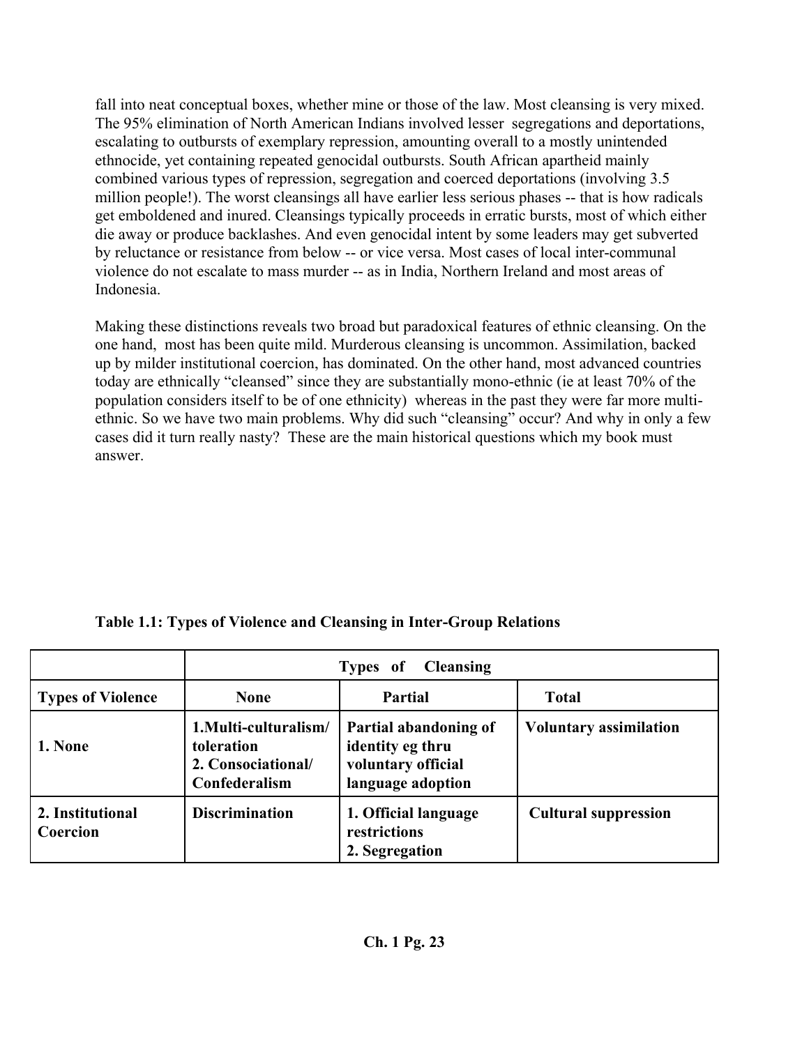fall into neat conceptual boxes, whether mine or those of the law. Most cleansing is very mixed. The 95% elimination of North American Indians involved lesser segregations and deportations, escalating to outbursts of exemplary repression, amounting overall to a mostly unintended ethnocide, yet containing repeated genocidal outbursts. South African apartheid mainly combined various types of repression, segregation and coerced deportations (involving 3.5 million people!). The worst cleansings all have earlier less serious phases -- that is how radicals get emboldened and inured. Cleansings typically proceeds in erratic bursts, most of which either die away or produce backlashes. And even genocidal intent by some leaders may get subverted by reluctance or resistance from below -- or vice versa. Most cases of local inter-communal violence do not escalate to mass murder -- as in India, Northern Ireland and most areas of Indonesia.

Making these distinctions reveals two broad but paradoxical features of ethnic cleansing. On the one hand, most has been quite mild. Murderous cleansing is uncommon. Assimilation, backed up by milder institutional coercion, has dominated. On the other hand, most advanced countries today are ethnically "cleansed" since they are substantially mono-ethnic (ie at least 70% of the population considers itself to be of one ethnicity) whereas in the past they were far more multi-ethnic. So we have two main problems. Why did such "cleansing" occur? And why in only a few cases did it turn really nasty? These are the main historical questions which my book must answer.

**Table 1.1: Types of Violence and Cleansing in Inter-Group Relations**

| | **Types of Cleansing** | | |
|---|---|---|---|
| **Types of Violence** | **None** | **Partial** | **Total** |
| **1. None** | **1.Multi-culturalism/ toleration<br>2. Consociational/ Confederalism** | **Partial abandoning of identity eg thru voluntary official language adoption** | **Voluntary assimilation** |
| **2. Institutional Coercion** | **Discrimination** | **1. Official language restrictions<br>2. Segregation** | **Cultural suppression** |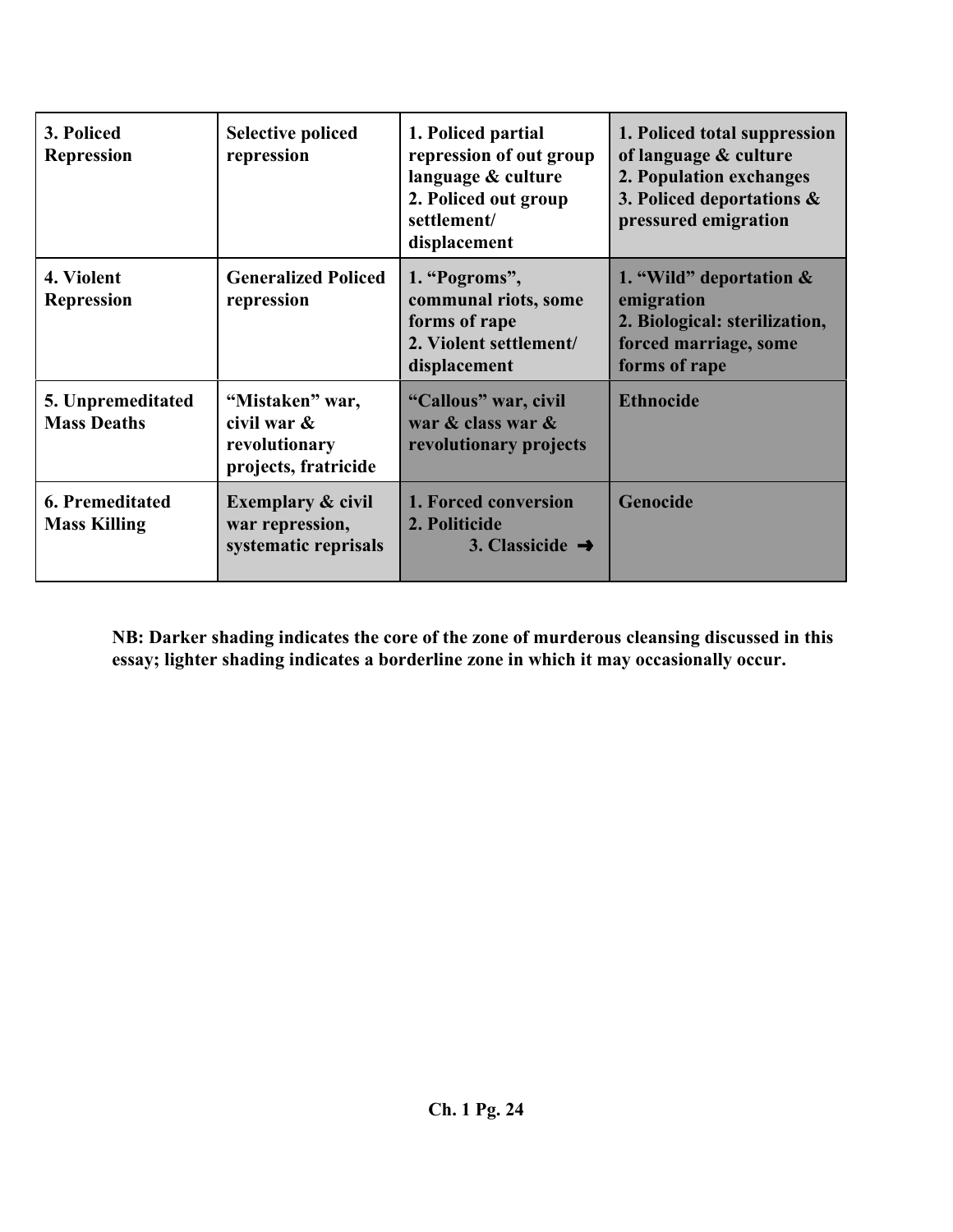| | | | |
|---|---|---|---|
| **3. Policed Repression** | **Selective policed repression** | **1. Policed partial repression of out group language & culture**<br>**2. Policed out group settlement/ displacement** | **1. Policed total suppression of language & culture**<br>**2. Population exchanges**<br>**3. Policed deportations & pressured emigration** |
| **4. Violent Repression** | **Generalized Policed repression** | **1. "Pogroms", communal riots, some forms of rape**<br>**2. Violent settlement/ displacement** | **1. "Wild" deportation & emigration**<br>**2. Biological: sterilization, forced marriage, some forms of rape** |
| **5. Unpremeditated Mass Deaths** | **"Mistaken" war, civil war & revolutionary projects, fratricide** | **"Callous" war, civil war & class war & revolutionary projects** | **Ethnocide** |
| **6. Premeditated Mass Killing** | **Exemplary & civil war repression, systematic reprisals** | **1. Forced conversion**<br>**2. Politicide**<br>**3. Classicide ➜** | **Genocide** |

**NB: Darker shading indicates the core of the zone of murderous cleansing discussed in this essay; lighter shading indicates a borderline zone in which it may occasionally occur.**